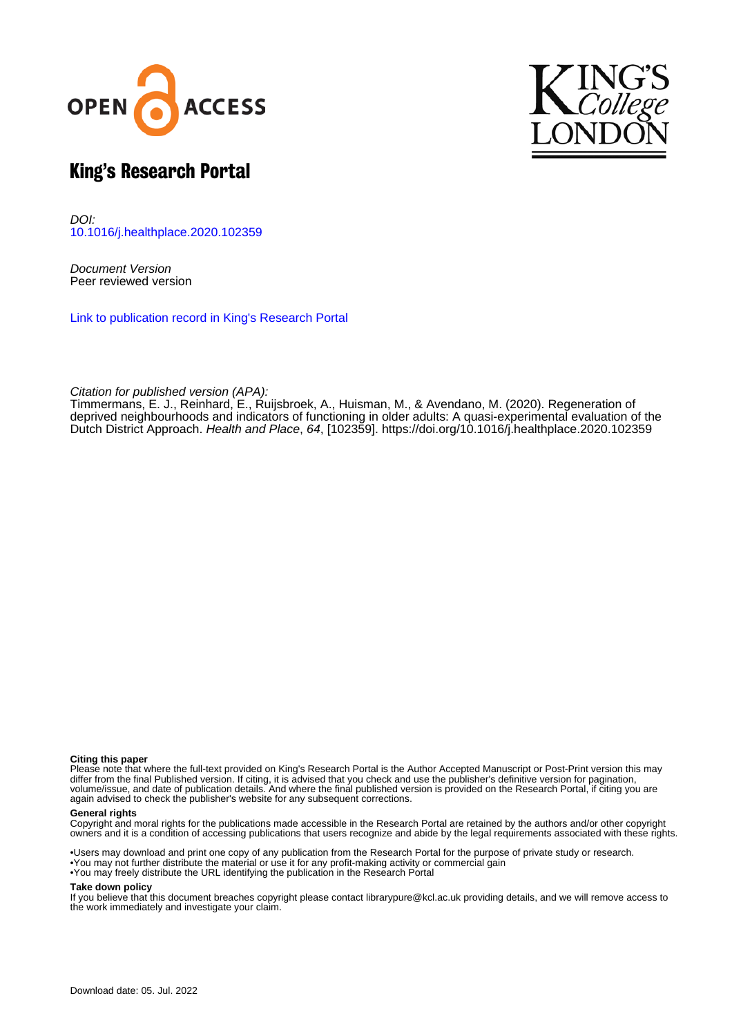# King's Research Portal

*DOI:*
10.1016/j.healthplace.2020.102359

*Document Version*
Peer reviewed version

Link to publication record in King's Research Portal

*Citation for published version (APA):*
Timmermans, E. J., Reinhard, E., Ruijsbroek, A., Huisman, M., & Avendano, M. (2020). Regeneration of deprived neighbourhoods and indicators of functioning in older adults: A quasi-experimental evaluation of the Dutch District Approach. *Health and Place*, *64*, [102359]. https://doi.org/10.1016/j.healthplace.2020.102359

**Citing this paper**
Please note that where the full-text provided on King's Research Portal is the Author Accepted Manuscript or Post-Print version this may differ from the final Published version. If citing, it is advised that you check and use the publisher's definitive version for pagination, volume/issue, and date of publication details. And where the final published version is provided on the Research Portal, if citing you are again advised to check the publisher's website for any subsequent corrections.

**General rights**
Copyright and moral rights for the publications made accessible in the Research Portal are retained by the authors and/or other copyright owners and it is a condition of accessing publications that users recognize and abide by the legal requirements associated with these rights.

- •Users may download and print one copy of any publication from the Research Portal for the purpose of private study or research.
- •You may not further distribute the material or use it for any profit-making activity or commercial gain
- •You may freely distribute the URL identifying the publication in the Research Portal

**Take down policy**
If you believe that this document breaches copyright please contact librarypure@kcl.ac.uk providing details, and we will remove access to the work immediately and investigate your claim.

Download date: 05. Jul. 2022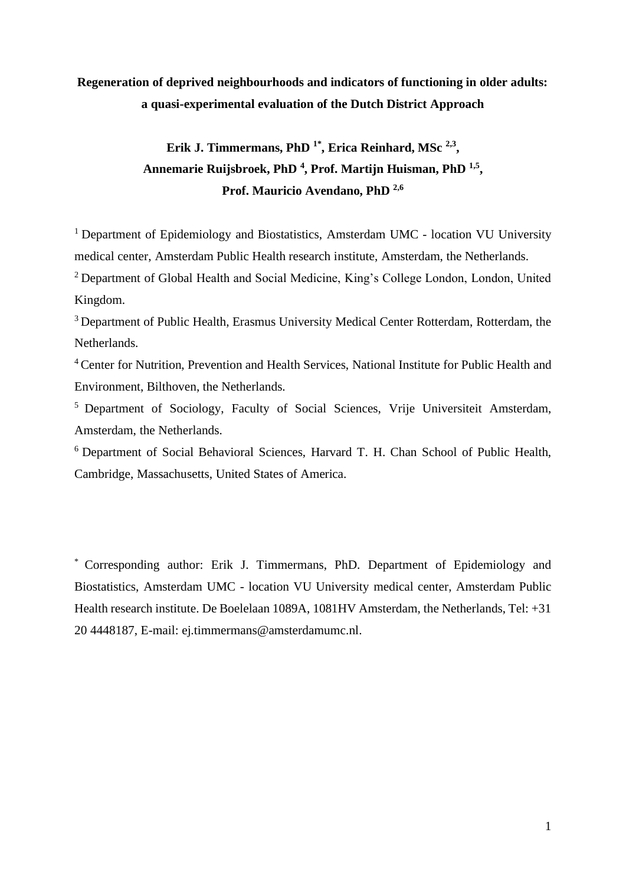**Regeneration of deprived neighbourhoods and indicators of functioning in older adults: a quasi-experimental evaluation of the Dutch District Approach**

**Erik J. Timmermans, PhD [1*], Erica Reinhard, MSc [2,3], Annemarie Ruijsbroek, PhD [4], Prof. Martijn Huisman, PhD [1,5], Prof. Mauricio Avendano, PhD [2,6]**

[1] Department of Epidemiology and Biostatistics, Amsterdam UMC - location VU University medical center, Amsterdam Public Health research institute, Amsterdam, the Netherlands.

[2] Department of Global Health and Social Medicine, King's College London, London, United Kingdom.

[3] Department of Public Health, Erasmus University Medical Center Rotterdam, Rotterdam, the Netherlands.

[4] Center for Nutrition, Prevention and Health Services, National Institute for Public Health and Environment, Bilthoven, the Netherlands.

[5] Department of Sociology, Faculty of Social Sciences, Vrije Universiteit Amsterdam, Amsterdam, the Netherlands.

[6] Department of Social Behavioral Sciences, Harvard T. H. Chan School of Public Health, Cambridge, Massachusetts, United States of America.

[*] Corresponding author: Erik J. Timmermans, PhD. Department of Epidemiology and Biostatistics, Amsterdam UMC - location VU University medical center, Amsterdam Public Health research institute. De Boelelaan 1089A, 1081HV Amsterdam, the Netherlands, Tel: +31 20 4448187, E-mail: ej.timmermans@amsterdamumc.nl.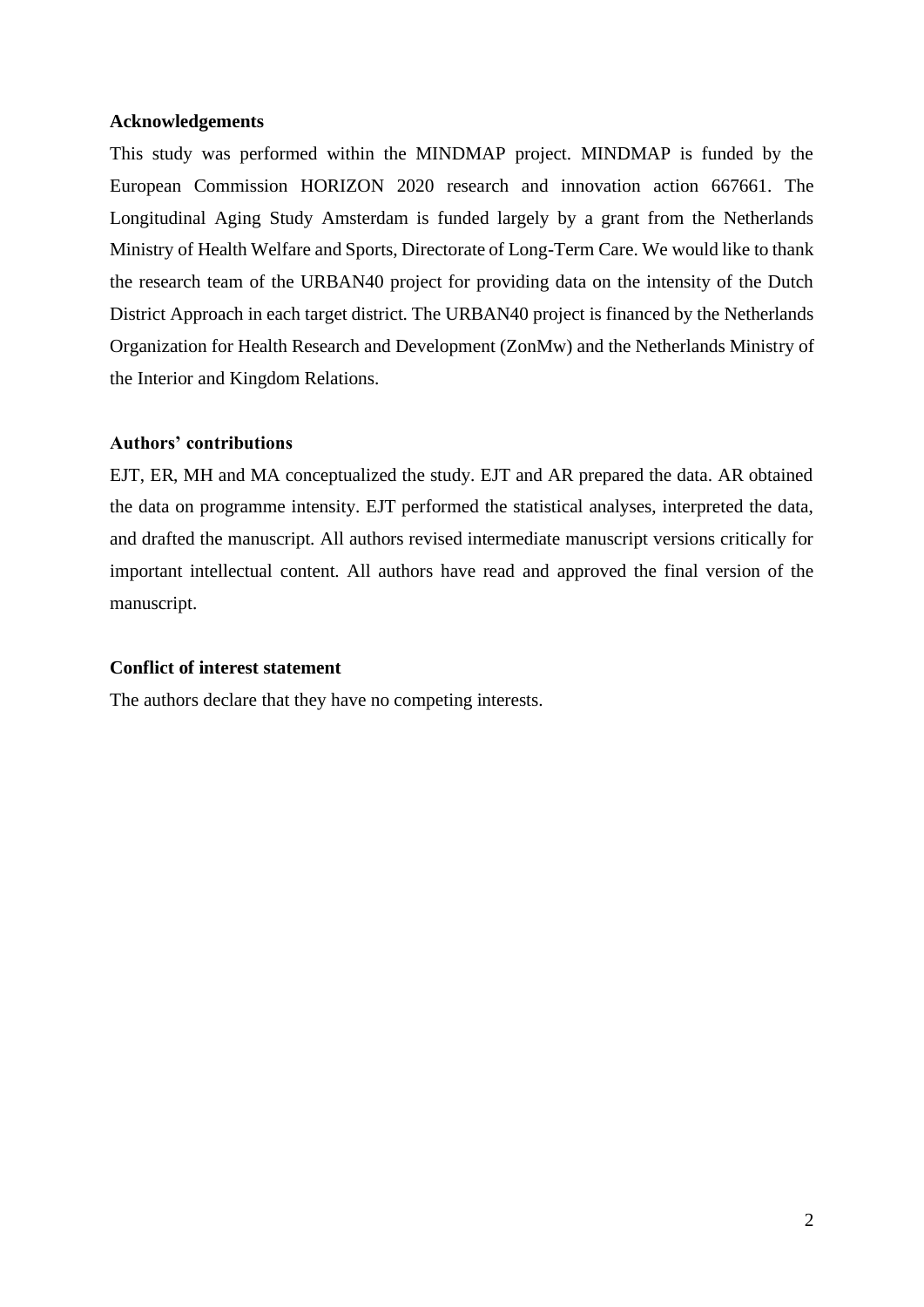**Acknowledgements**

This study was performed within the MINDMAP project. MINDMAP is funded by the European Commission HORIZON 2020 research and innovation action 667661. The Longitudinal Aging Study Amsterdam is funded largely by a grant from the Netherlands Ministry of Health Welfare and Sports, Directorate of Long-Term Care. We would like to thank the research team of the URBAN40 project for providing data on the intensity of the Dutch District Approach in each target district. The URBAN40 project is financed by the Netherlands Organization for Health Research and Development (ZonMw) and the Netherlands Ministry of the Interior and Kingdom Relations.

**Authors' contributions**

EJT, ER, MH and MA conceptualized the study. EJT and AR prepared the data. AR obtained the data on programme intensity. EJT performed the statistical analyses, interpreted the data, and drafted the manuscript. All authors revised intermediate manuscript versions critically for important intellectual content. All authors have read and approved the final version of the manuscript.

**Conflict of interest statement**

The authors declare that they have no competing interests.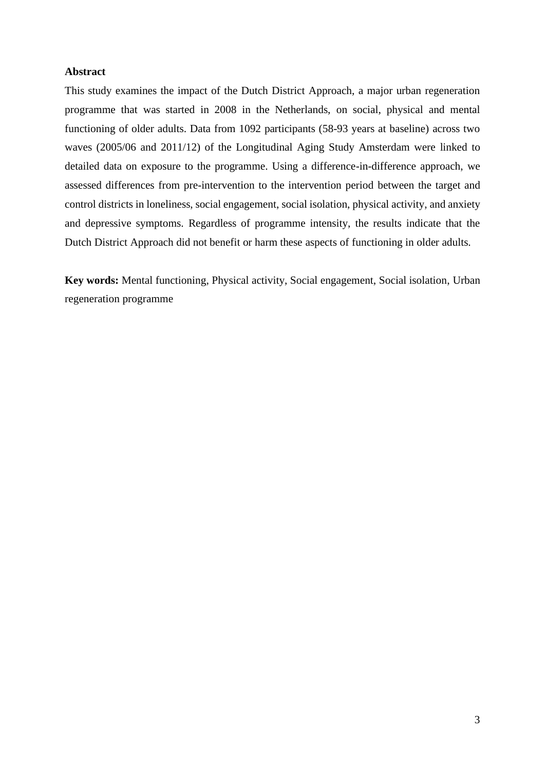**Abstract**

This study examines the impact of the Dutch District Approach, a major urban regeneration programme that was started in 2008 in the Netherlands, on social, physical and mental functioning of older adults. Data from 1092 participants (58-93 years at baseline) across two waves (2005/06 and 2011/12) of the Longitudinal Aging Study Amsterdam were linked to detailed data on exposure to the programme. Using a difference-in-difference approach, we assessed differences from pre-intervention to the intervention period between the target and control districts in loneliness, social engagement, social isolation, physical activity, and anxiety and depressive symptoms. Regardless of programme intensity, the results indicate that the Dutch District Approach did not benefit or harm these aspects of functioning in older adults.

**Key words:** Mental functioning, Physical activity, Social engagement, Social isolation, Urban regeneration programme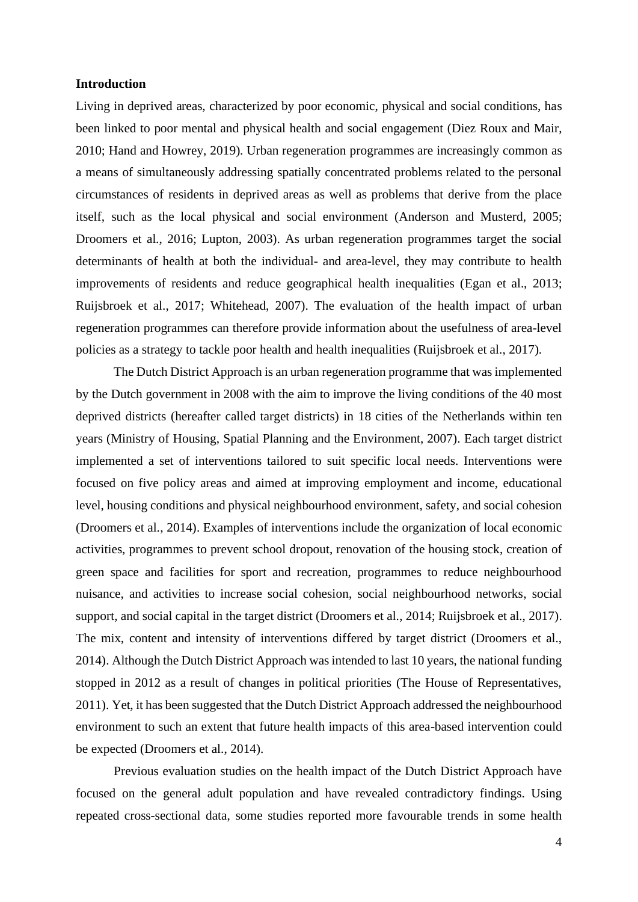**Introduction**

Living in deprived areas, characterized by poor economic, physical and social conditions, has been linked to poor mental and physical health and social engagement (Diez Roux and Mair, 2010; Hand and Howrey, 2019). Urban regeneration programmes are increasingly common as a means of simultaneously addressing spatially concentrated problems related to the personal circumstances of residents in deprived areas as well as problems that derive from the place itself, such as the local physical and social environment (Anderson and Musterd, 2005; Droomers et al., 2016; Lupton, 2003). As urban regeneration programmes target the social determinants of health at both the individual- and area-level, they may contribute to health improvements of residents and reduce geographical health inequalities (Egan et al., 2013; Ruijsbroek et al., 2017; Whitehead, 2007). The evaluation of the health impact of urban regeneration programmes can therefore provide information about the usefulness of area-level policies as a strategy to tackle poor health and health inequalities (Ruijsbroek et al., 2017).

The Dutch District Approach is an urban regeneration programme that was implemented by the Dutch government in 2008 with the aim to improve the living conditions of the 40 most deprived districts (hereafter called target districts) in 18 cities of the Netherlands within ten years (Ministry of Housing, Spatial Planning and the Environment, 2007). Each target district implemented a set of interventions tailored to suit specific local needs. Interventions were focused on five policy areas and aimed at improving employment and income, educational level, housing conditions and physical neighbourhood environment, safety, and social cohesion (Droomers et al., 2014). Examples of interventions include the organization of local economic activities, programmes to prevent school dropout, renovation of the housing stock, creation of green space and facilities for sport and recreation, programmes to reduce neighbourhood nuisance, and activities to increase social cohesion, social neighbourhood networks, social support, and social capital in the target district (Droomers et al., 2014; Ruijsbroek et al., 2017). The mix, content and intensity of interventions differed by target district (Droomers et al., 2014). Although the Dutch District Approach was intended to last 10 years, the national funding stopped in 2012 as a result of changes in political priorities (The House of Representatives, 2011). Yet, it has been suggested that the Dutch District Approach addressed the neighbourhood environment to such an extent that future health impacts of this area-based intervention could be expected (Droomers et al., 2014).

Previous evaluation studies on the health impact of the Dutch District Approach have focused on the general adult population and have revealed contradictory findings. Using repeated cross-sectional data, some studies reported more favourable trends in some health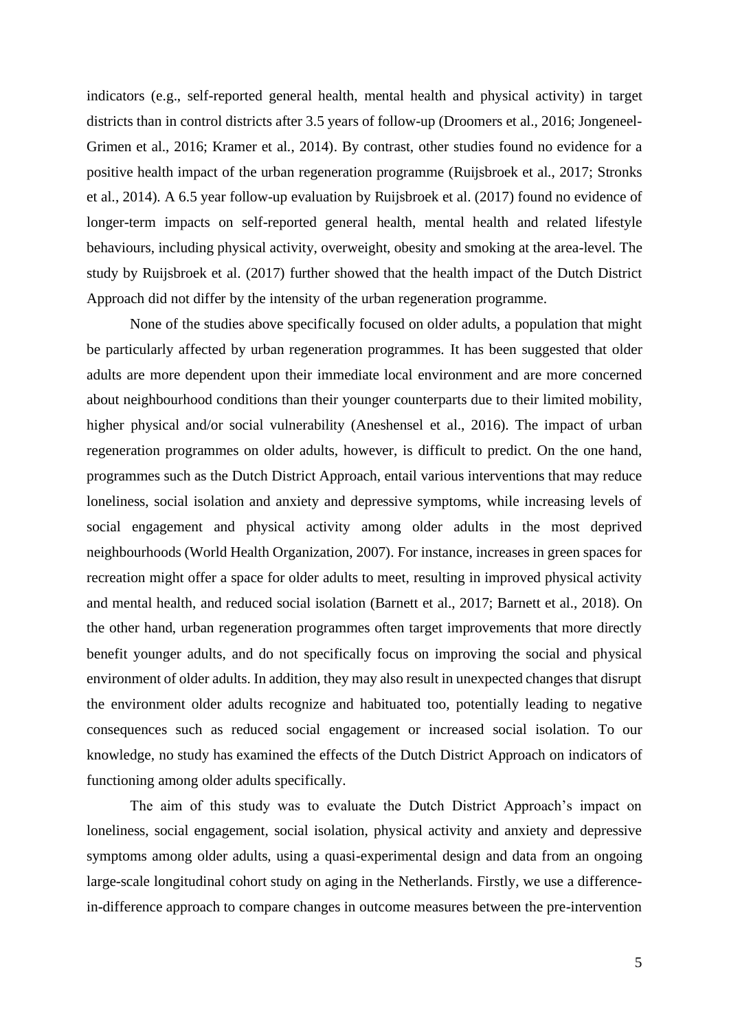indicators (e.g., self-reported general health, mental health and physical activity) in target districts than in control districts after 3.5 years of follow-up (Droomers et al., 2016; Jongeneel-Grimen et al., 2016; Kramer et al., 2014). By contrast, other studies found no evidence for a positive health impact of the urban regeneration programme (Ruijsbroek et al., 2017; Stronks et al., 2014). A 6.5 year follow-up evaluation by Ruijsbroek et al. (2017) found no evidence of longer-term impacts on self-reported general health, mental health and related lifestyle behaviours, including physical activity, overweight, obesity and smoking at the area-level. The study by Ruijsbroek et al. (2017) further showed that the health impact of the Dutch District Approach did not differ by the intensity of the urban regeneration programme.

None of the studies above specifically focused on older adults, a population that might be particularly affected by urban regeneration programmes. It has been suggested that older adults are more dependent upon their immediate local environment and are more concerned about neighbourhood conditions than their younger counterparts due to their limited mobility, higher physical and/or social vulnerability (Aneshensel et al., 2016). The impact of urban regeneration programmes on older adults, however, is difficult to predict. On the one hand, programmes such as the Dutch District Approach, entail various interventions that may reduce loneliness, social isolation and anxiety and depressive symptoms, while increasing levels of social engagement and physical activity among older adults in the most deprived neighbourhoods (World Health Organization, 2007). For instance, increases in green spaces for recreation might offer a space for older adults to meet, resulting in improved physical activity and mental health, and reduced social isolation (Barnett et al., 2017; Barnett et al., 2018). On the other hand, urban regeneration programmes often target improvements that more directly benefit younger adults, and do not specifically focus on improving the social and physical environment of older adults. In addition, they may also result in unexpected changes that disrupt the environment older adults recognize and habituated too, potentially leading to negative consequences such as reduced social engagement or increased social isolation. To our knowledge, no study has examined the effects of the Dutch District Approach on indicators of functioning among older adults specifically.

The aim of this study was to evaluate the Dutch District Approach's impact on loneliness, social engagement, social isolation, physical activity and anxiety and depressive symptoms among older adults, using a quasi-experimental design and data from an ongoing large-scale longitudinal cohort study on aging in the Netherlands. Firstly, we use a difference-in-difference approach to compare changes in outcome measures between the pre-intervention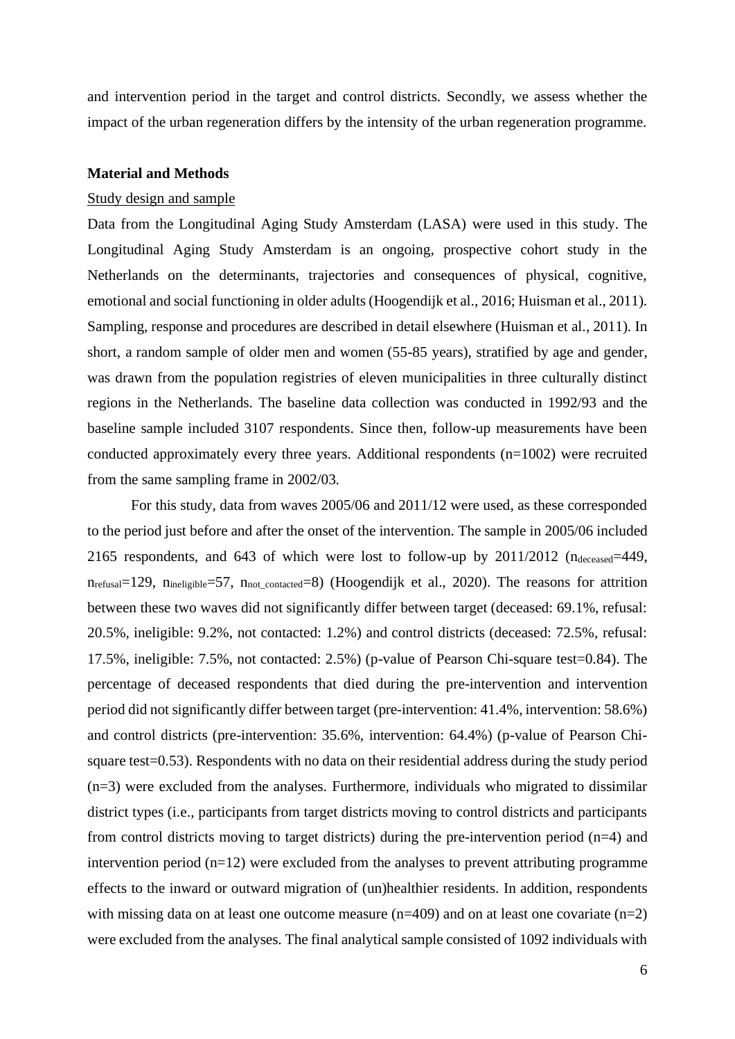and intervention period in the target and control districts. Secondly, we assess whether the impact of the urban regeneration differs by the intensity of the urban regeneration programme.

## Material and Methods

### Study design and sample

Data from the Longitudinal Aging Study Amsterdam (LASA) were used in this study. The Longitudinal Aging Study Amsterdam is an ongoing, prospective cohort study in the Netherlands on the determinants, trajectories and consequences of physical, cognitive, emotional and social functioning in older adults (Hoogendijk et al., 2016; Huisman et al., 2011). Sampling, response and procedures are described in detail elsewhere (Huisman et al., 2011). In short, a random sample of older men and women (55-85 years), stratified by age and gender, was drawn from the population registries of eleven municipalities in three culturally distinct regions in the Netherlands. The baseline data collection was conducted in 1992/93 and the baseline sample included 3107 respondents. Since then, follow-up measurements have been conducted approximately every three years. Additional respondents (n=1002) were recruited from the same sampling frame in 2002/03.

For this study, data from waves 2005/06 and 2011/12 were used, as these corresponded to the period just before and after the onset of the intervention. The sample in 2005/06 included 2165 respondents, and 643 of which were lost to follow-up by 2011/2012 ($n_{deceased}$=449, $n_{refusal}$=129, $n_{ineligible}$=57, $n_{not\_contacted}$=8) (Hoogendijk et al., 2020). The reasons for attrition between these two waves did not significantly differ between target (deceased: 69.1%, refusal: 20.5%, ineligible: 9.2%, not contacted: 1.2%) and control districts (deceased: 72.5%, refusal: 17.5%, ineligible: 7.5%, not contacted: 2.5%) (p-value of Pearson Chi-square test=0.84). The percentage of deceased respondents that died during the pre-intervention and intervention period did not significantly differ between target (pre-intervention: 41.4%, intervention: 58.6%) and control districts (pre-intervention: 35.6%, intervention: 64.4%) (p-value of Pearson Chi-square test=0.53). Respondents with no data on their residential address during the study period (n=3) were excluded from the analyses. Furthermore, individuals who migrated to dissimilar district types (i.e., participants from target districts moving to control districts and participants from control districts moving to target districts) during the pre-intervention period (n=4) and intervention period (n=12) were excluded from the analyses to prevent attributing programme effects to the inward or outward migration of (un)healthier residents. In addition, respondents with missing data on at least one outcome measure (n=409) and on at least one covariate (n=2) were excluded from the analyses. The final analytical sample consisted of 1092 individuals with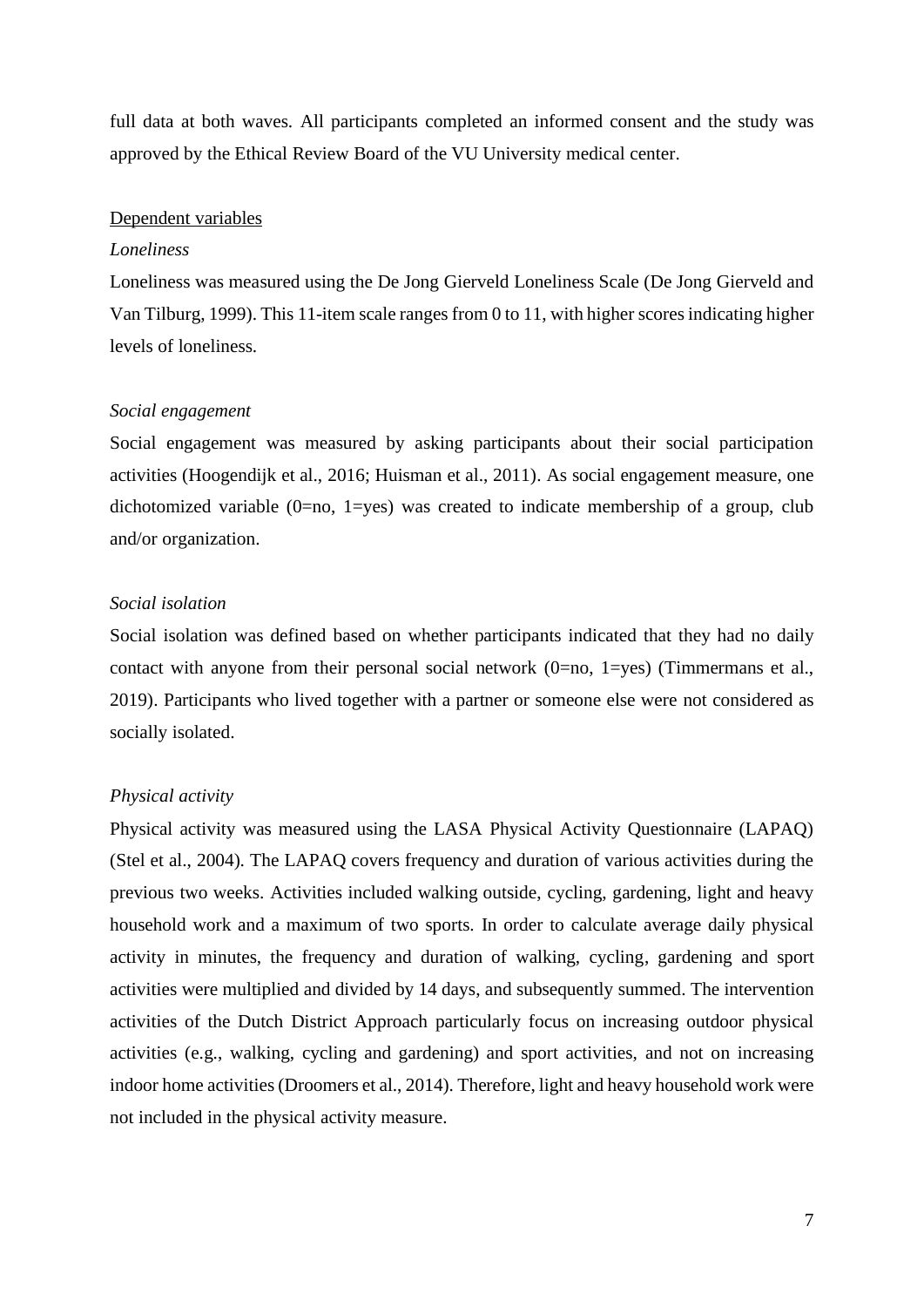full data at both waves. All participants completed an informed consent and the study was approved by the Ethical Review Board of the VU University medical center.

<u>Dependent variables</u>

*Loneliness*

Loneliness was measured using the De Jong Gierveld Loneliness Scale (De Jong Gierveld and Van Tilburg, 1999). This 11-item scale ranges from 0 to 11, with higher scores indicating higher levels of loneliness.

*Social engagement*

Social engagement was measured by asking participants about their social participation activities (Hoogendijk et al., 2016; Huisman et al., 2011). As social engagement measure, one dichotomized variable (0=no, 1=yes) was created to indicate membership of a group, club and/or organization.

*Social isolation*

Social isolation was defined based on whether participants indicated that they had no daily contact with anyone from their personal social network (0=no, 1=yes) (Timmermans et al., 2019). Participants who lived together with a partner or someone else were not considered as socially isolated.

*Physical activity*

Physical activity was measured using the LASA Physical Activity Questionnaire (LAPAQ) (Stel et al., 2004). The LAPAQ covers frequency and duration of various activities during the previous two weeks. Activities included walking outside, cycling, gardening, light and heavy household work and a maximum of two sports. In order to calculate average daily physical activity in minutes, the frequency and duration of walking, cycling, gardening and sport activities were multiplied and divided by 14 days, and subsequently summed. The intervention activities of the Dutch District Approach particularly focus on increasing outdoor physical activities (e.g., walking, cycling and gardening) and sport activities, and not on increasing indoor home activities (Droomers et al., 2014). Therefore, light and heavy household work were not included in the physical activity measure.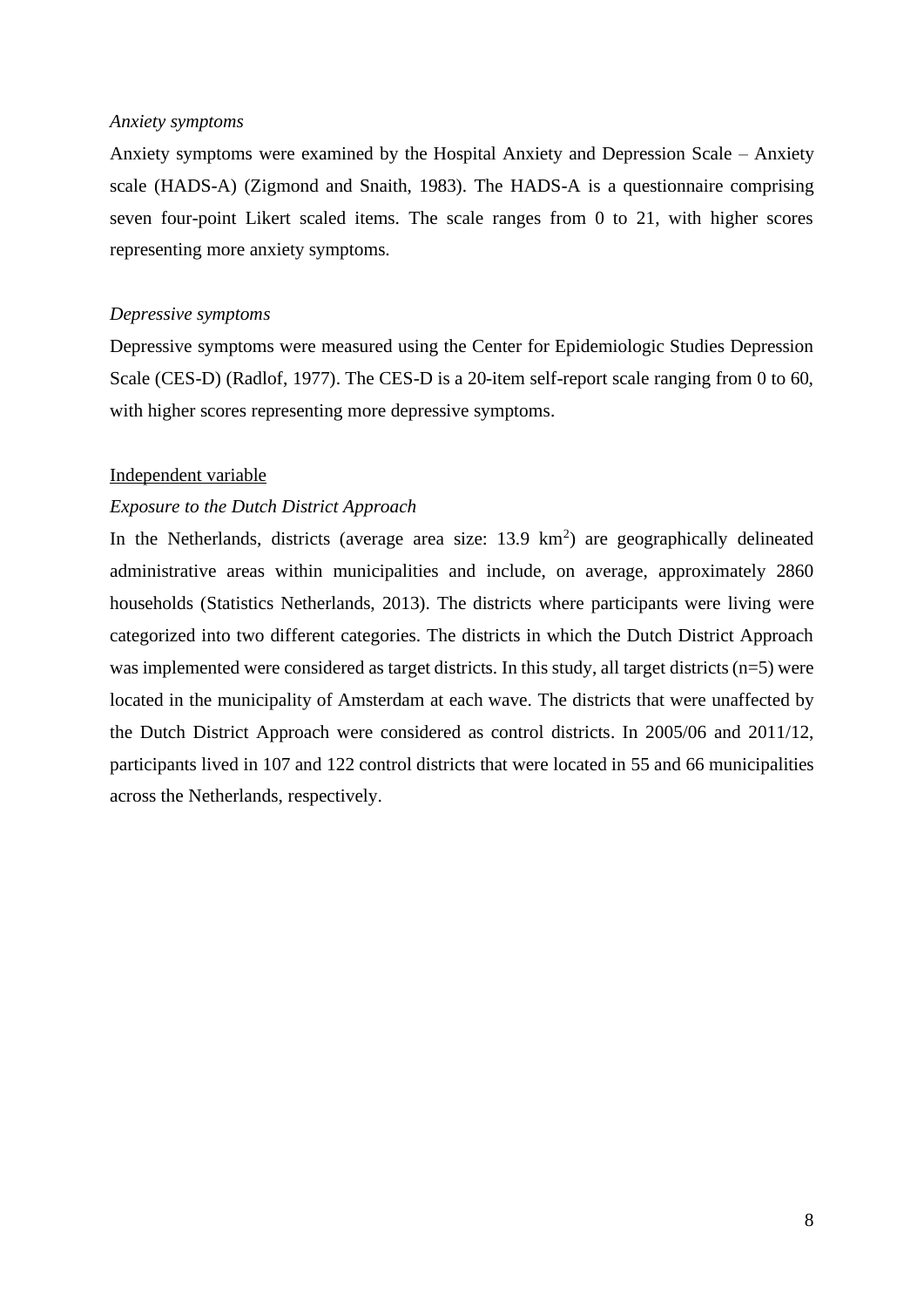*Anxiety symptoms*

Anxiety symptoms were examined by the Hospital Anxiety and Depression Scale – Anxiety scale (HADS-A) (Zigmond and Snaith, 1983). The HADS-A is a questionnaire comprising seven four-point Likert scaled items. The scale ranges from 0 to 21, with higher scores representing more anxiety symptoms.

*Depressive symptoms*

Depressive symptoms were measured using the Center for Epidemiologic Studies Depression Scale (CES-D) (Radlof, 1977). The CES-D is a 20-item self-report scale ranging from 0 to 60, with higher scores representing more depressive symptoms.

<u>Independent variable</u>

*Exposure to the Dutch District Approach*

In the Netherlands, districts (average area size: 13.9 $km^2$) are geographically delineated administrative areas within municipalities and include, on average, approximately 2860 households (Statistics Netherlands, 2013). The districts where participants were living were categorized into two different categories. The districts in which the Dutch District Approach was implemented were considered as target districts. In this study, all target districts (n=5) were located in the municipality of Amsterdam at each wave. The districts that were unaffected by the Dutch District Approach were considered as control districts. In 2005/06 and 2011/12, participants lived in 107 and 122 control districts that were located in 55 and 66 municipalities across the Netherlands, respectively.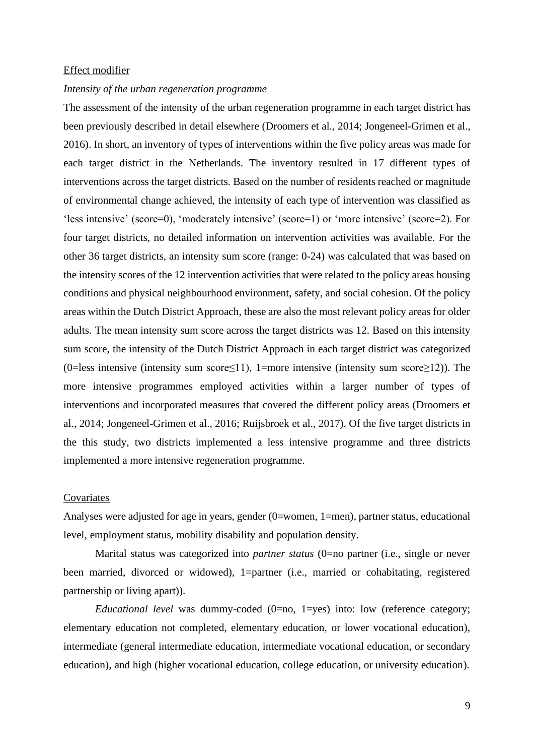Effect modifier

*Intensity of the urban regeneration programme*

The assessment of the intensity of the urban regeneration programme in each target district has been previously described in detail elsewhere (Droomers et al., 2014; Jongeneel-Grimen et al., 2016). In short, an inventory of types of interventions within the five policy areas was made for each target district in the Netherlands. The inventory resulted in 17 different types of interventions across the target districts. Based on the number of residents reached or magnitude of environmental change achieved, the intensity of each type of intervention was classified as 'less intensive' (score=0), 'moderately intensive' (score=1) or 'more intensive' (score=2). For four target districts, no detailed information on intervention activities was available. For the other 36 target districts, an intensity sum score (range: 0-24) was calculated that was based on the intensity scores of the 12 intervention activities that were related to the policy areas housing conditions and physical neighbourhood environment, safety, and social cohesion. Of the policy areas within the Dutch District Approach, these are also the most relevant policy areas for older adults. The mean intensity sum score across the target districts was 12. Based on this intensity sum score, the intensity of the Dutch District Approach in each target district was categorized (0=less intensive (intensity sum score≤11), 1=more intensive (intensity sum score≥12)). The more intensive programmes employed activities within a larger number of types of interventions and incorporated measures that covered the different policy areas (Droomers et al., 2014; Jongeneel-Grimen et al., 2016; Ruijsbroek et al., 2017). Of the five target districts in the this study, two districts implemented a less intensive programme and three districts implemented a more intensive regeneration programme.

Covariates

Analyses were adjusted for age in years, gender (0=women, 1=men), partner status, educational level, employment status, mobility disability and population density.

Marital status was categorized into *partner status* (0=no partner (i.e., single or never been married, divorced or widowed), 1=partner (i.e., married or cohabitating, registered partnership or living apart)).

*Educational level* was dummy-coded (0=no, 1=yes) into: low (reference category; elementary education not completed, elementary education, or lower vocational education), intermediate (general intermediate education, intermediate vocational education, or secondary education), and high (higher vocational education, college education, or university education).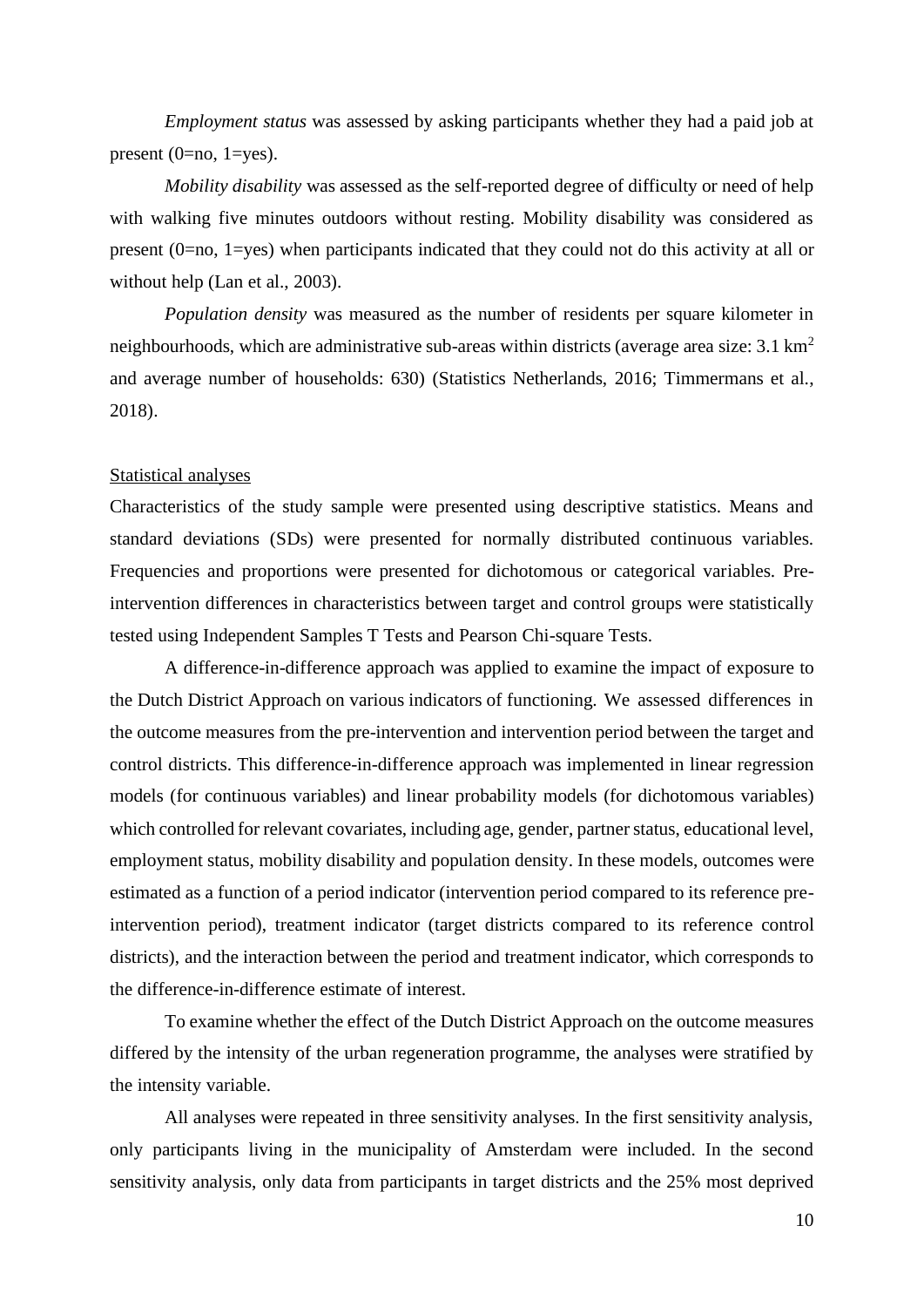*Employment status* was assessed by asking participants whether they had a paid job at present (0=no, 1=yes).

*Mobility disability* was assessed as the self-reported degree of difficulty or need of help with walking five minutes outdoors without resting. Mobility disability was considered as present (0=no, 1=yes) when participants indicated that they could not do this activity at all or without help (Lan et al., 2003).

*Population density* was measured as the number of residents per square kilometer in neighbourhoods, which are administrative sub-areas within districts (average area size: 3.1 $km^2$ and average number of households: 630) (Statistics Netherlands, 2016; Timmermans et al., 2018).

## Statistical analyses

Characteristics of the study sample were presented using descriptive statistics. Means and standard deviations (SDs) were presented for normally distributed continuous variables. Frequencies and proportions were presented for dichotomous or categorical variables. Pre-intervention differences in characteristics between target and control groups were statistically tested using Independent Samples T Tests and Pearson Chi-square Tests.

A difference-in-difference approach was applied to examine the impact of exposure to the Dutch District Approach on various indicators of functioning. We assessed differences in the outcome measures from the pre-intervention and intervention period between the target and control districts. This difference-in-difference approach was implemented in linear regression models (for continuous variables) and linear probability models (for dichotomous variables) which controlled for relevant covariates, including age, gender, partner status, educational level, employment status, mobility disability and population density. In these models, outcomes were estimated as a function of a period indicator (intervention period compared to its reference pre-intervention period), treatment indicator (target districts compared to its reference control districts), and the interaction between the period and treatment indicator, which corresponds to the difference-in-difference estimate of interest.

To examine whether the effect of the Dutch District Approach on the outcome measures differed by the intensity of the urban regeneration programme, the analyses were stratified by the intensity variable.

All analyses were repeated in three sensitivity analyses. In the first sensitivity analysis, only participants living in the municipality of Amsterdam were included. In the second sensitivity analysis, only data from participants in target districts and the 25% most deprived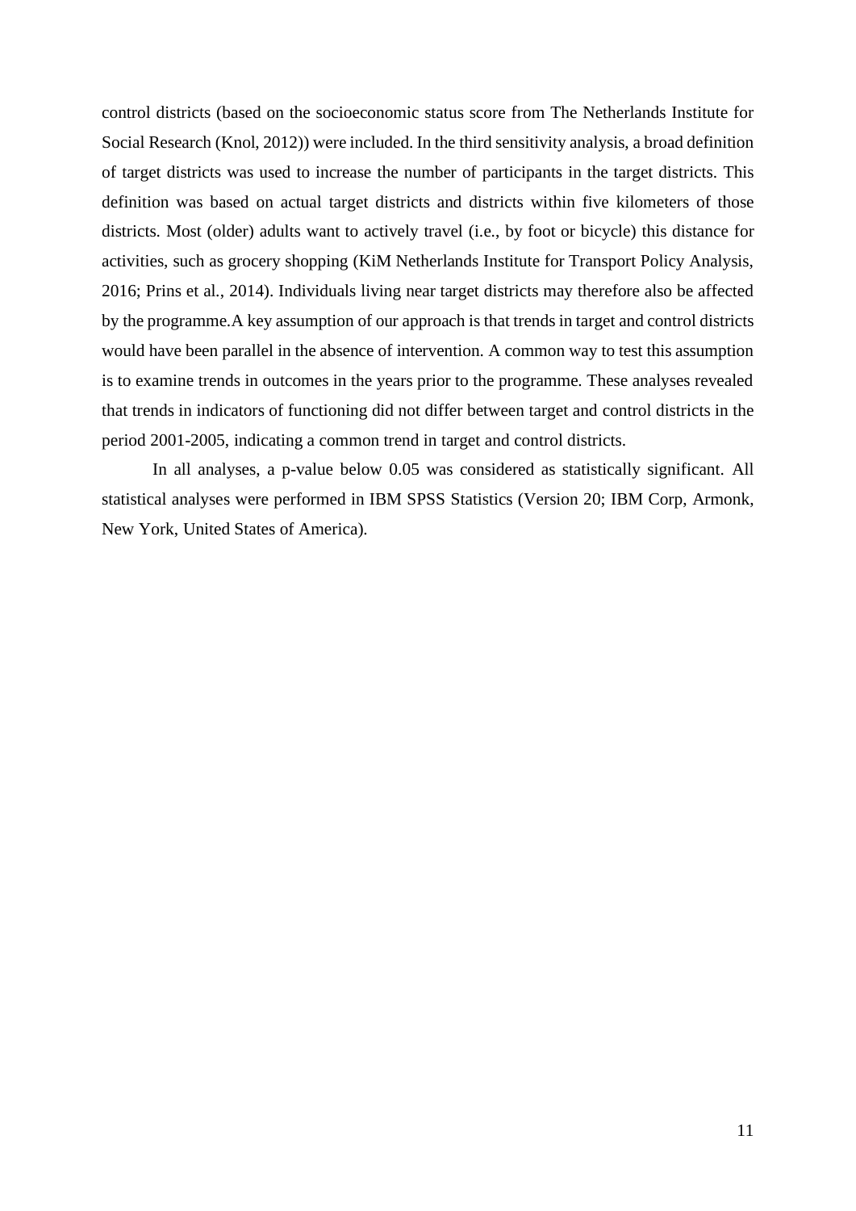control districts (based on the socioeconomic status score from The Netherlands Institute for Social Research (Knol, 2012)) were included. In the third sensitivity analysis, a broad definition of target districts was used to increase the number of participants in the target districts. This definition was based on actual target districts and districts within five kilometers of those districts. Most (older) adults want to actively travel (i.e., by foot or bicycle) this distance for activities, such as grocery shopping (KiM Netherlands Institute for Transport Policy Analysis, 2016; Prins et al., 2014). Individuals living near target districts may therefore also be affected by the programme.A key assumption of our approach is that trends in target and control districts would have been parallel in the absence of intervention. A common way to test this assumption is to examine trends in outcomes in the years prior to the programme. These analyses revealed that trends in indicators of functioning did not differ between target and control districts in the period 2001-2005, indicating a common trend in target and control districts.

In all analyses, a p-value below 0.05 was considered as statistically significant. All statistical analyses were performed in IBM SPSS Statistics (Version 20; IBM Corp, Armonk, New York, United States of America).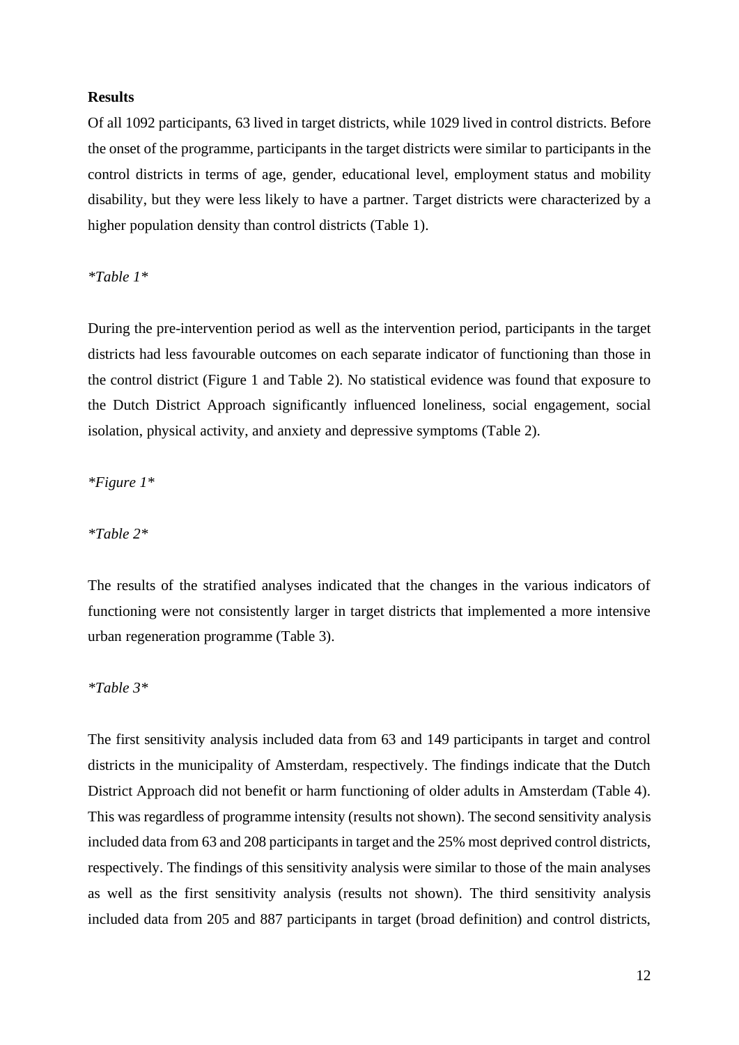**Results**

Of all 1092 participants, 63 lived in target districts, while 1029 lived in control districts. Before the onset of the programme, participants in the target districts were similar to participants in the control districts in terms of age, gender, educational level, employment status and mobility disability, but they were less likely to have a partner. Target districts were characterized by a higher population density than control districts (Table 1).

*Table 1*

During the pre-intervention period as well as the intervention period, participants in the target districts had less favourable outcomes on each separate indicator of functioning than those in the control district (Figure 1 and Table 2). No statistical evidence was found that exposure to the Dutch District Approach significantly influenced loneliness, social engagement, social isolation, physical activity, and anxiety and depressive symptoms (Table 2).

*Figure 1*

*Table 2*

The results of the stratified analyses indicated that the changes in the various indicators of functioning were not consistently larger in target districts that implemented a more intensive urban regeneration programme (Table 3).

*Table 3*

The first sensitivity analysis included data from 63 and 149 participants in target and control districts in the municipality of Amsterdam, respectively. The findings indicate that the Dutch District Approach did not benefit or harm functioning of older adults in Amsterdam (Table 4). This was regardless of programme intensity (results not shown). The second sensitivity analysis included data from 63 and 208 participants in target and the 25% most deprived control districts, respectively. The findings of this sensitivity analysis were similar to those of the main analyses as well as the first sensitivity analysis (results not shown). The third sensitivity analysis included data from 205 and 887 participants in target (broad definition) and control districts,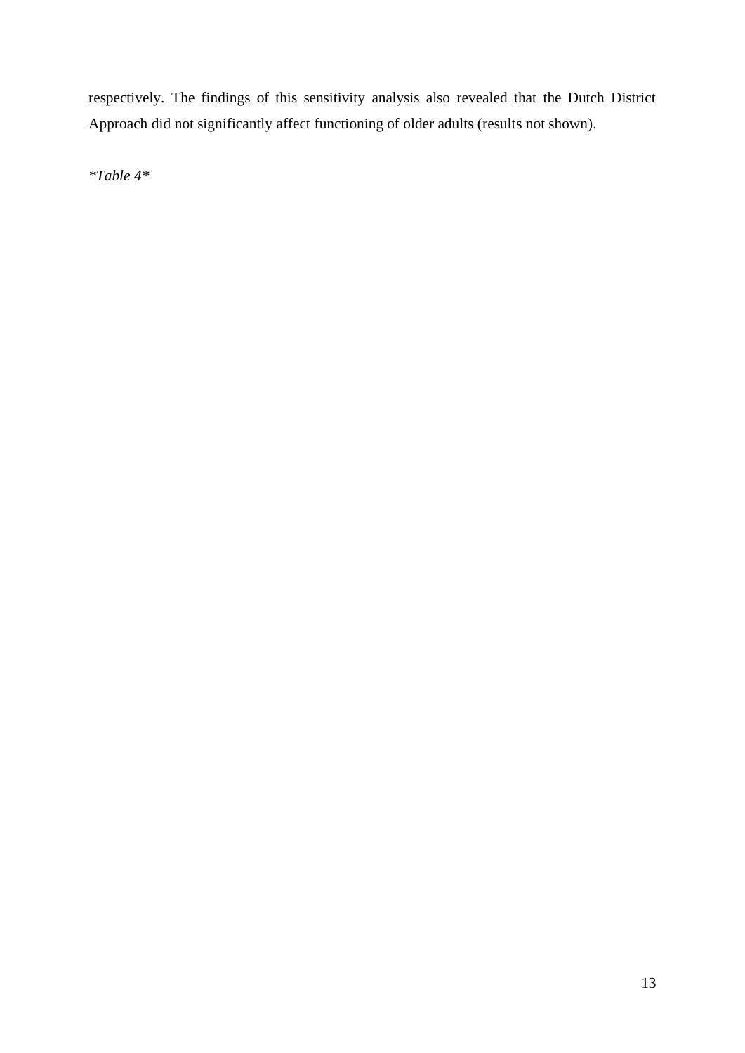respectively. The findings of this sensitivity analysis also revealed that the Dutch District Approach did not significantly affect functioning of older adults (results not shown).

*Table 4*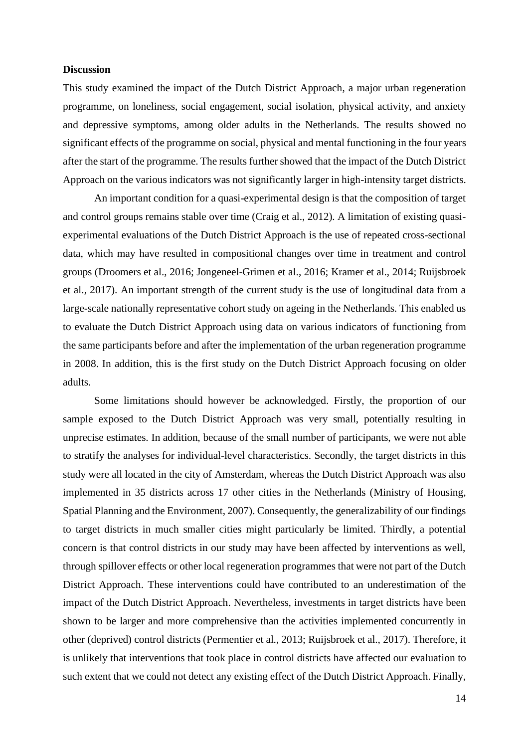**Discussion**

This study examined the impact of the Dutch District Approach, a major urban regeneration programme, on loneliness, social engagement, social isolation, physical activity, and anxiety and depressive symptoms, among older adults in the Netherlands. The results showed no significant effects of the programme on social, physical and mental functioning in the four years after the start of the programme. The results further showed that the impact of the Dutch District Approach on the various indicators was not significantly larger in high-intensity target districts.

An important condition for a quasi-experimental design is that the composition of target and control groups remains stable over time (Craig et al., 2012). A limitation of existing quasi-experimental evaluations of the Dutch District Approach is the use of repeated cross-sectional data, which may have resulted in compositional changes over time in treatment and control groups (Droomers et al., 2016; Jongeneel-Grimen et al., 2016; Kramer et al., 2014; Ruijsbroek et al., 2017). An important strength of the current study is the use of longitudinal data from a large-scale nationally representative cohort study on ageing in the Netherlands. This enabled us to evaluate the Dutch District Approach using data on various indicators of functioning from the same participants before and after the implementation of the urban regeneration programme in 2008. In addition, this is the first study on the Dutch District Approach focusing on older adults.

Some limitations should however be acknowledged. Firstly, the proportion of our sample exposed to the Dutch District Approach was very small, potentially resulting in unprecise estimates. In addition, because of the small number of participants, we were not able to stratify the analyses for individual-level characteristics. Secondly, the target districts in this study were all located in the city of Amsterdam, whereas the Dutch District Approach was also implemented in 35 districts across 17 other cities in the Netherlands (Ministry of Housing, Spatial Planning and the Environment, 2007). Consequently, the generalizability of our findings to target districts in much smaller cities might particularly be limited. Thirdly, a potential concern is that control districts in our study may have been affected by interventions as well, through spillover effects or other local regeneration programmes that were not part of the Dutch District Approach. These interventions could have contributed to an underestimation of the impact of the Dutch District Approach. Nevertheless, investments in target districts have been shown to be larger and more comprehensive than the activities implemented concurrently in other (deprived) control districts (Permentier et al., 2013; Ruijsbroek et al., 2017). Therefore, it is unlikely that interventions that took place in control districts have affected our evaluation to such extent that we could not detect any existing effect of the Dutch District Approach. Finally,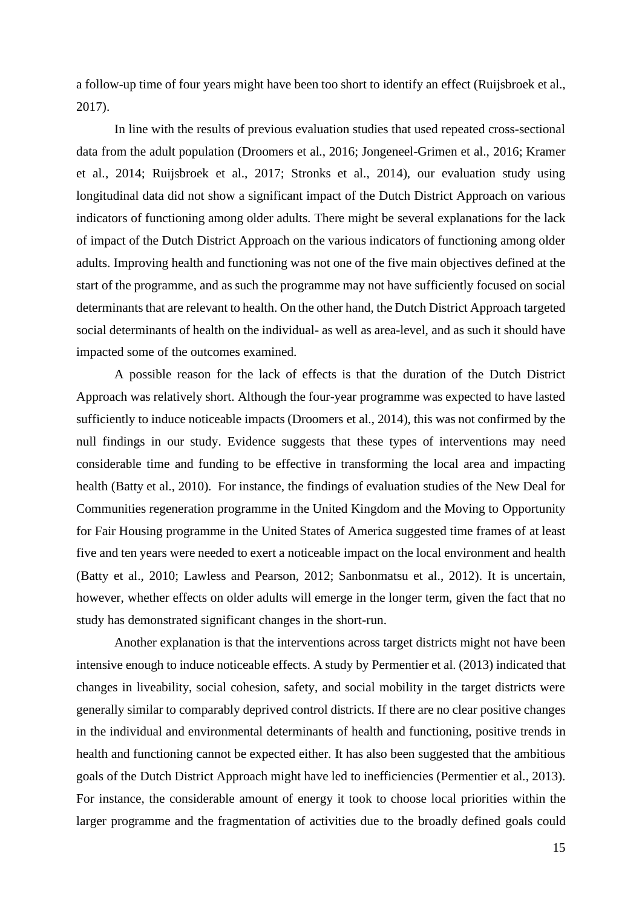a follow-up time of four years might have been too short to identify an effect (Ruijsbroek et al., 2017).

In line with the results of previous evaluation studies that used repeated cross-sectional data from the adult population (Droomers et al., 2016; Jongeneel-Grimen et al., 2016; Kramer et al., 2014; Ruijsbroek et al., 2017; Stronks et al., 2014), our evaluation study using longitudinal data did not show a significant impact of the Dutch District Approach on various indicators of functioning among older adults. There might be several explanations for the lack of impact of the Dutch District Approach on the various indicators of functioning among older adults. Improving health and functioning was not one of the five main objectives defined at the start of the programme, and as such the programme may not have sufficiently focused on social determinants that are relevant to health. On the other hand, the Dutch District Approach targeted social determinants of health on the individual- as well as area-level, and as such it should have impacted some of the outcomes examined.

A possible reason for the lack of effects is that the duration of the Dutch District Approach was relatively short. Although the four-year programme was expected to have lasted sufficiently to induce noticeable impacts (Droomers et al., 2014), this was not confirmed by the null findings in our study. Evidence suggests that these types of interventions may need considerable time and funding to be effective in transforming the local area and impacting health (Batty et al., 2010). For instance, the findings of evaluation studies of the New Deal for Communities regeneration programme in the United Kingdom and the Moving to Opportunity for Fair Housing programme in the United States of America suggested time frames of at least five and ten years were needed to exert a noticeable impact on the local environment and health (Batty et al., 2010; Lawless and Pearson, 2012; Sanbonmatsu et al., 2012). It is uncertain, however, whether effects on older adults will emerge in the longer term, given the fact that no study has demonstrated significant changes in the short-run.

Another explanation is that the interventions across target districts might not have been intensive enough to induce noticeable effects. A study by Permentier et al. (2013) indicated that changes in liveability, social cohesion, safety, and social mobility in the target districts were generally similar to comparably deprived control districts. If there are no clear positive changes in the individual and environmental determinants of health and functioning, positive trends in health and functioning cannot be expected either. It has also been suggested that the ambitious goals of the Dutch District Approach might have led to inefficiencies (Permentier et al., 2013). For instance, the considerable amount of energy it took to choose local priorities within the larger programme and the fragmentation of activities due to the broadly defined goals could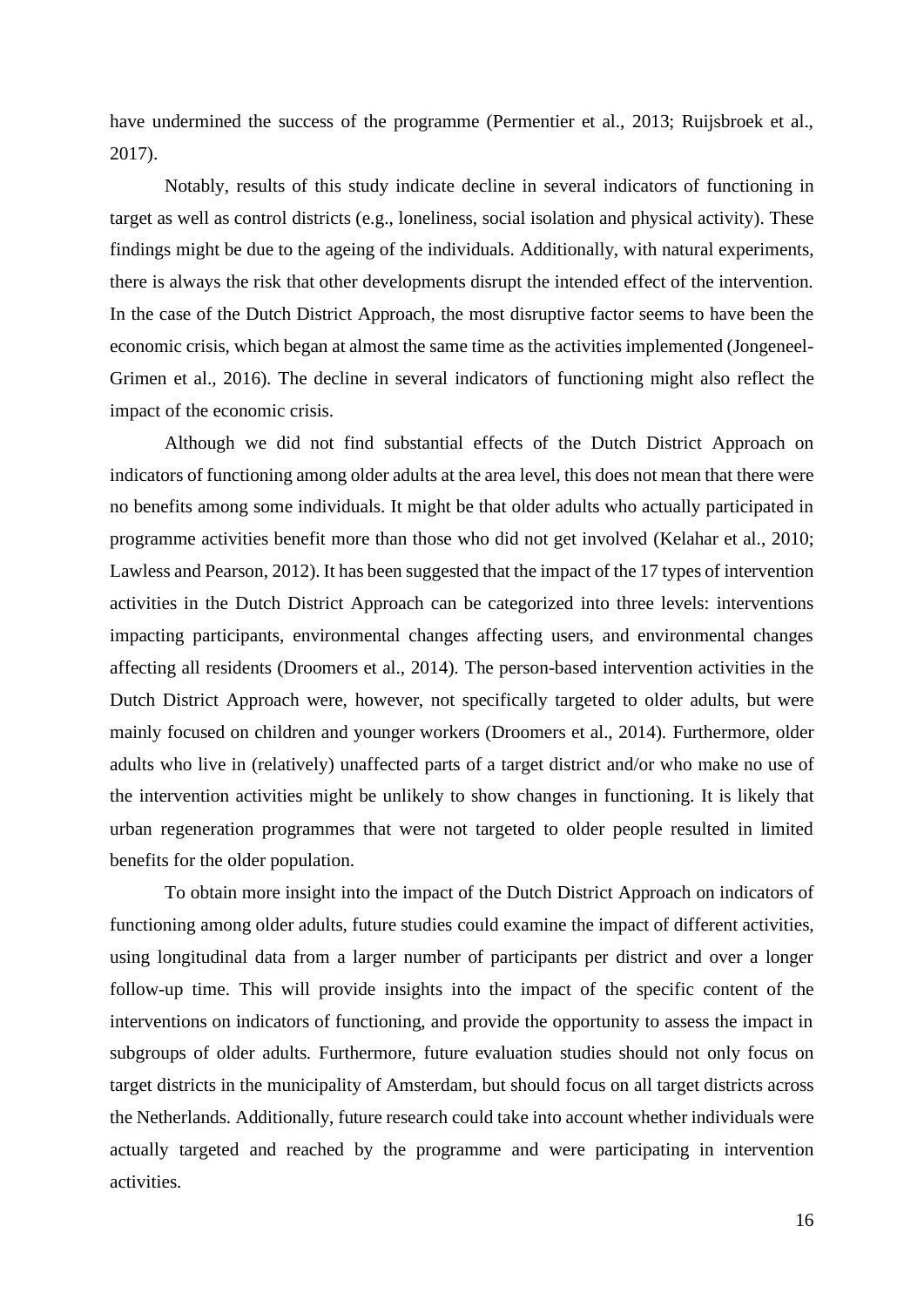have undermined the success of the programme (Permentier et al., 2013; Ruijsbroek et al., 2017).

Notably, results of this study indicate decline in several indicators of functioning in target as well as control districts (e.g., loneliness, social isolation and physical activity). These findings might be due to the ageing of the individuals. Additionally, with natural experiments, there is always the risk that other developments disrupt the intended effect of the intervention. In the case of the Dutch District Approach, the most disruptive factor seems to have been the economic crisis, which began at almost the same time as the activities implemented (Jongeneel-Grimen et al., 2016). The decline in several indicators of functioning might also reflect the impact of the economic crisis.

Although we did not find substantial effects of the Dutch District Approach on indicators of functioning among older adults at the area level, this does not mean that there were no benefits among some individuals. It might be that older adults who actually participated in programme activities benefit more than those who did not get involved (Kelahar et al., 2010; Lawless and Pearson, 2012). It has been suggested that the impact of the 17 types of intervention activities in the Dutch District Approach can be categorized into three levels: interventions impacting participants, environmental changes affecting users, and environmental changes affecting all residents (Droomers et al., 2014). The person-based intervention activities in the Dutch District Approach were, however, not specifically targeted to older adults, but were mainly focused on children and younger workers (Droomers et al., 2014). Furthermore, older adults who live in (relatively) unaffected parts of a target district and/or who make no use of the intervention activities might be unlikely to show changes in functioning. It is likely that urban regeneration programmes that were not targeted to older people resulted in limited benefits for the older population.

To obtain more insight into the impact of the Dutch District Approach on indicators of functioning among older adults, future studies could examine the impact of different activities, using longitudinal data from a larger number of participants per district and over a longer follow-up time. This will provide insights into the impact of the specific content of the interventions on indicators of functioning, and provide the opportunity to assess the impact in subgroups of older adults. Furthermore, future evaluation studies should not only focus on target districts in the municipality of Amsterdam, but should focus on all target districts across the Netherlands. Additionally, future research could take into account whether individuals were actually targeted and reached by the programme and were participating in intervention activities.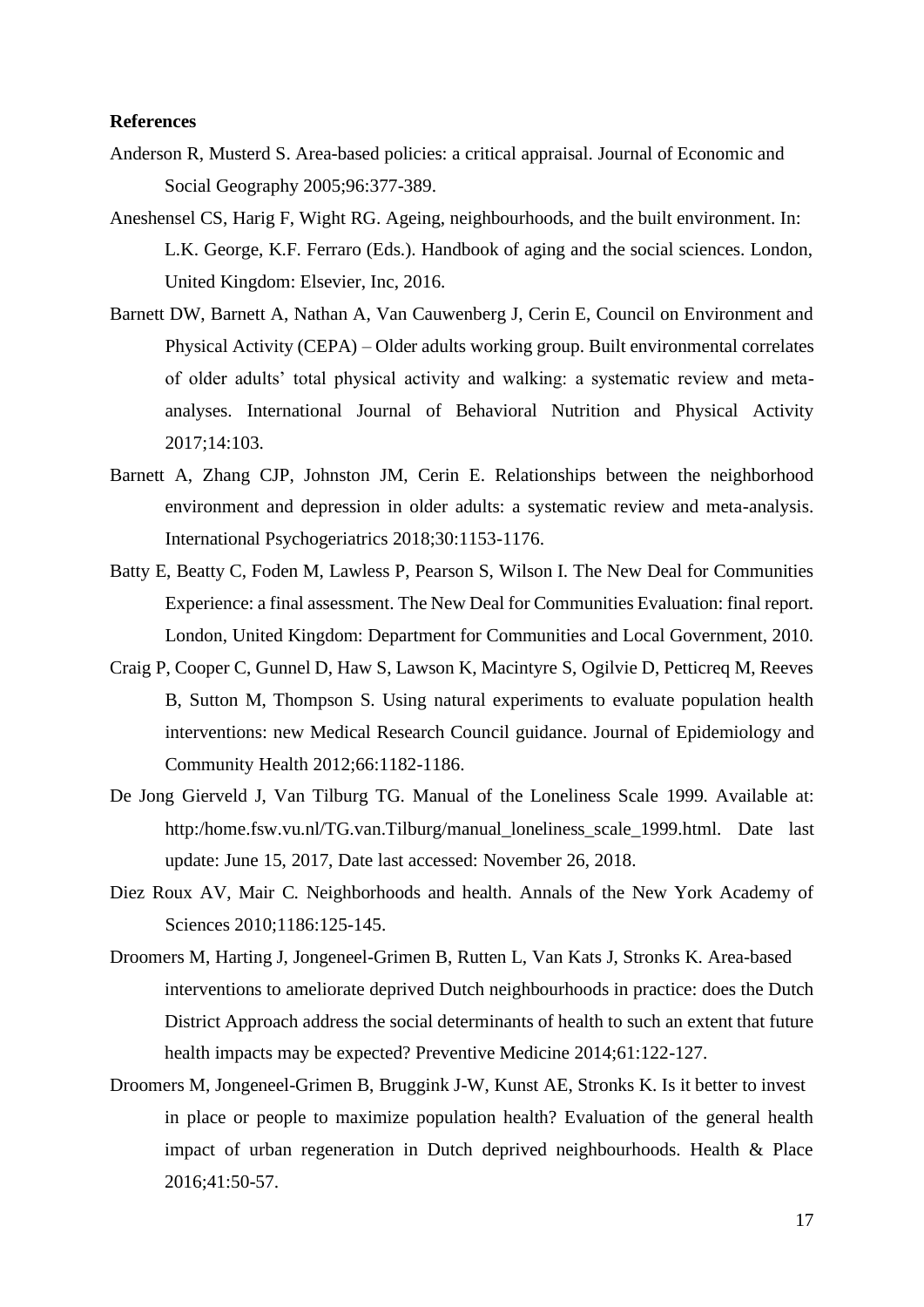**References**

Anderson R, Musterd S. Area-based policies: a critical appraisal. Journal of Economic and Social Geography 2005;96:377-389.

Aneshensel CS, Harig F, Wight RG. Ageing, neighbourhoods, and the built environment. In: L.K. George, K.F. Ferraro (Eds.). Handbook of aging and the social sciences. London, United Kingdom: Elsevier, Inc, 2016.

Barnett DW, Barnett A, Nathan A, Van Cauwenberg J, Cerin E, Council on Environment and Physical Activity (CEPA) – Older adults working group. Built environmental correlates of older adults' total physical activity and walking: a systematic review and meta-analyses. International Journal of Behavioral Nutrition and Physical Activity 2017;14:103.

Barnett A, Zhang CJP, Johnston JM, Cerin E. Relationships between the neighborhood environment and depression in older adults: a systematic review and meta-analysis. International Psychogeriatrics 2018;30:1153-1176.

Batty E, Beatty C, Foden M, Lawless P, Pearson S, Wilson I. The New Deal for Communities Experience: a final assessment. The New Deal for Communities Evaluation: final report. London, United Kingdom: Department for Communities and Local Government, 2010.

Craig P, Cooper C, Gunnel D, Haw S, Lawson K, Macintyre S, Ogilvie D, Petticreq M, Reeves B, Sutton M, Thompson S. Using natural experiments to evaluate population health interventions: new Medical Research Council guidance. Journal of Epidemiology and Community Health 2012;66:1182-1186.

De Jong Gierveld J, Van Tilburg TG. Manual of the Loneliness Scale 1999. Available at: http:/home.fsw.vu.nl/TG.van.Tilburg/manual_loneliness_scale_1999.html. Date last update: June 15, 2017, Date last accessed: November 26, 2018.

Diez Roux AV, Mair C. Neighborhoods and health. Annals of the New York Academy of Sciences 2010;1186:125-145.

Droomers M, Harting J, Jongeneel-Grimen B, Rutten L, Van Kats J, Stronks K. Area-based interventions to ameliorate deprived Dutch neighbourhoods in practice: does the Dutch District Approach address the social determinants of health to such an extent that future health impacts may be expected? Preventive Medicine 2014;61:122-127.

Droomers M, Jongeneel-Grimen B, Bruggink J-W, Kunst AE, Stronks K. Is it better to invest in place or people to maximize population health? Evaluation of the general health impact of urban regeneration in Dutch deprived neighbourhoods. Health & Place 2016;41:50-57.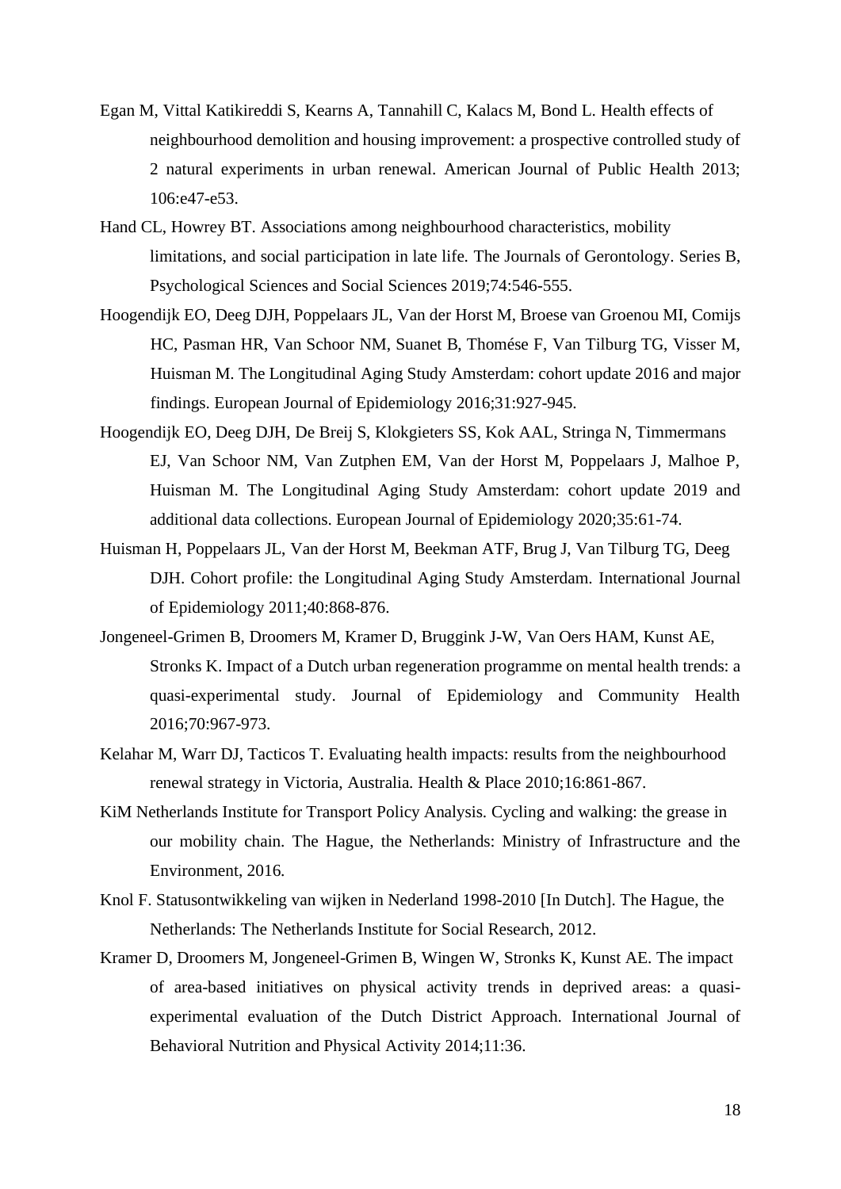Egan M, Vittal Katikireddi S, Kearns A, Tannahill C, Kalacs M, Bond L. Health effects of neighbourhood demolition and housing improvement: a prospective controlled study of 2 natural experiments in urban renewal. American Journal of Public Health 2013; 106:e47-e53.

Hand CL, Howrey BT. Associations among neighbourhood characteristics, mobility limitations, and social participation in late life. The Journals of Gerontology. Series B, Psychological Sciences and Social Sciences 2019;74:546-555.

Hoogendijk EO, Deeg DJH, Poppelaars JL, Van der Horst M, Broese van Groenou MI, Comijs HC, Pasman HR, Van Schoor NM, Suanet B, Thomése F, Van Tilburg TG, Visser M, Huisman M. The Longitudinal Aging Study Amsterdam: cohort update 2016 and major findings. European Journal of Epidemiology 2016;31:927-945.

Hoogendijk EO, Deeg DJH, De Breij S, Klokgieters SS, Kok AAL, Stringa N, Timmermans EJ, Van Schoor NM, Van Zutphen EM, Van der Horst M, Poppelaars J, Malhoe P, Huisman M. The Longitudinal Aging Study Amsterdam: cohort update 2019 and additional data collections. European Journal of Epidemiology 2020;35:61-74.

Huisman H, Poppelaars JL, Van der Horst M, Beekman ATF, Brug J, Van Tilburg TG, Deeg DJH. Cohort profile: the Longitudinal Aging Study Amsterdam. International Journal of Epidemiology 2011;40:868-876.

Jongeneel-Grimen B, Droomers M, Kramer D, Bruggink J-W, Van Oers HAM, Kunst AE, Stronks K. Impact of a Dutch urban regeneration programme on mental health trends: a quasi-experimental study. Journal of Epidemiology and Community Health 2016;70:967-973.

Kelahar M, Warr DJ, Tacticos T. Evaluating health impacts: results from the neighbourhood renewal strategy in Victoria, Australia. Health & Place 2010;16:861-867.

KiM Netherlands Institute for Transport Policy Analysis. Cycling and walking: the grease in our mobility chain. The Hague, the Netherlands: Ministry of Infrastructure and the Environment, 2016.

Knol F. Statusontwikkeling van wijken in Nederland 1998-2010 [In Dutch]. The Hague, the Netherlands: The Netherlands Institute for Social Research, 2012.

Kramer D, Droomers M, Jongeneel-Grimen B, Wingen W, Stronks K, Kunst AE. The impact of area-based initiatives on physical activity trends in deprived areas: a quasi-experimental evaluation of the Dutch District Approach. International Journal of Behavioral Nutrition and Physical Activity 2014;11:36.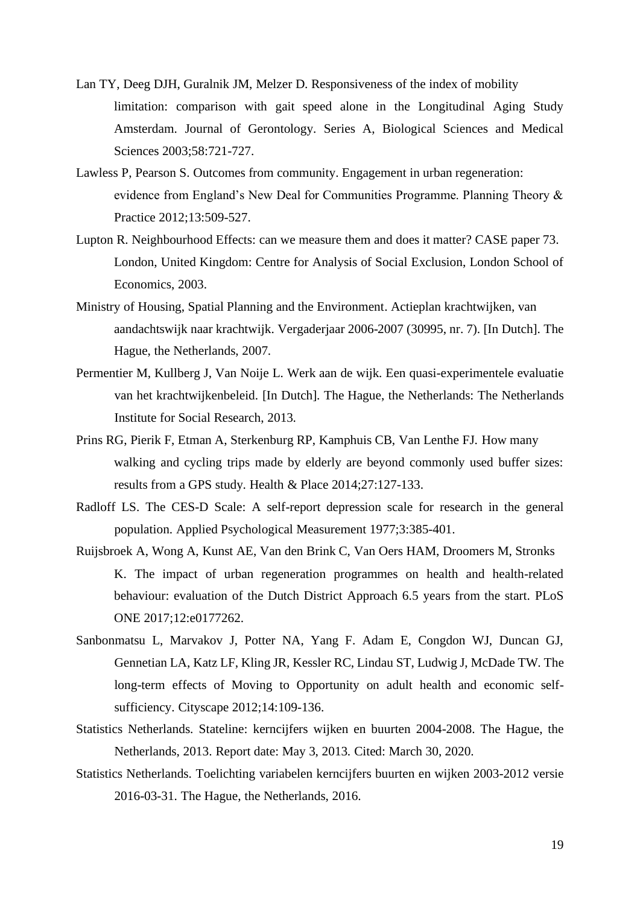Lan TY, Deeg DJH, Guralnik JM, Melzer D. Responsiveness of the index of mobility limitation: comparison with gait speed alone in the Longitudinal Aging Study Amsterdam. Journal of Gerontology. Series A, Biological Sciences and Medical Sciences 2003;58:721-727.

Lawless P, Pearson S. Outcomes from community. Engagement in urban regeneration: evidence from England's New Deal for Communities Programme. Planning Theory & Practice 2012;13:509-527.

Lupton R. Neighbourhood Effects: can we measure them and does it matter? CASE paper 73. London, United Kingdom: Centre for Analysis of Social Exclusion, London School of Economics, 2003.

Ministry of Housing, Spatial Planning and the Environment. Actieplan krachtwijken, van aandachtswijk naar krachtwijk. Vergaderjaar 2006-2007 (30995, nr. 7). [In Dutch]. The Hague, the Netherlands, 2007.

Permentier M, Kullberg J, Van Noije L. Werk aan de wijk. Een quasi-experimentele evaluatie van het krachtwijkenbeleid. [In Dutch]. The Hague, the Netherlands: The Netherlands Institute for Social Research, 2013.

Prins RG, Pierik F, Etman A, Sterkenburg RP, Kamphuis CB, Van Lenthe FJ. How many walking and cycling trips made by elderly are beyond commonly used buffer sizes: results from a GPS study. Health & Place 2014;27:127-133.

Radloff LS. The CES-D Scale: A self-report depression scale for research in the general population. Applied Psychological Measurement 1977;3:385-401.

Ruijsbroek A, Wong A, Kunst AE, Van den Brink C, Van Oers HAM, Droomers M, Stronks K. The impact of urban regeneration programmes on health and health-related behaviour: evaluation of the Dutch District Approach 6.5 years from the start. PLoS ONE 2017;12:e0177262.

Sanbonmatsu L, Marvakov J, Potter NA, Yang F. Adam E, Congdon WJ, Duncan GJ, Gennetian LA, Katz LF, Kling JR, Kessler RC, Lindau ST, Ludwig J, McDade TW. The long-term effects of Moving to Opportunity on adult health and economic self-sufficiency. Cityscape 2012;14:109-136.

Statistics Netherlands. Stateline: kerncijfers wijken en buurten 2004-2008. The Hague, the Netherlands, 2013. Report date: May 3, 2013. Cited: March 30, 2020.

Statistics Netherlands. Toelichting variabelen kerncijfers buurten en wijken 2003-2012 versie 2016-03-31. The Hague, the Netherlands, 2016.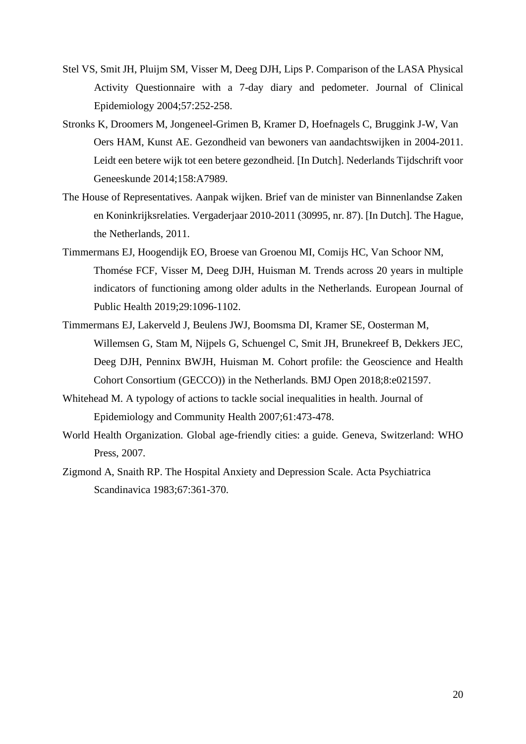Stel VS, Smit JH, Pluijm SM, Visser M, Deeg DJH, Lips P. Comparison of the LASA Physical Activity Questionnaire with a 7-day diary and pedometer. Journal of Clinical Epidemiology 2004;57:252-258.

Stronks K, Droomers M, Jongeneel-Grimen B, Kramer D, Hoefnagels C, Bruggink J-W, Van Oers HAM, Kunst AE. Gezondheid van bewoners van aandachtswijken in 2004-2011. Leidt een betere wijk tot een betere gezondheid. [In Dutch]. Nederlands Tijdschrift voor Geneeskunde 2014;158:A7989.

The House of Representatives. Aanpak wijken. Brief van de minister van Binnenlandse Zaken en Koninkrijksrelaties. Vergaderjaar 2010-2011 (30995, nr. 87). [In Dutch]. The Hague, the Netherlands, 2011.

Timmermans EJ, Hoogendijk EO, Broese van Groenou MI, Comijs HC, Van Schoor NM, Thomése FCF, Visser M, Deeg DJH, Huisman M. Trends across 20 years in multiple indicators of functioning among older adults in the Netherlands. European Journal of Public Health 2019;29:1096-1102.

Timmermans EJ, Lakerveld J, Beulens JWJ, Boomsma DI, Kramer SE, Oosterman M, Willemsen G, Stam M, Nijpels G, Schuengel C, Smit JH, Brunekreef B, Dekkers JEC, Deeg DJH, Penninx BWJH, Huisman M. Cohort profile: the Geoscience and Health Cohort Consortium (GECCO)) in the Netherlands. BMJ Open 2018;8:e021597.

Whitehead M. A typology of actions to tackle social inequalities in health. Journal of Epidemiology and Community Health 2007;61:473-478.

World Health Organization. Global age-friendly cities: a guide. Geneva, Switzerland: WHO Press, 2007.

Zigmond A, Snaith RP. The Hospital Anxiety and Depression Scale. Acta Psychiatrica Scandinavica 1983;67:361-370.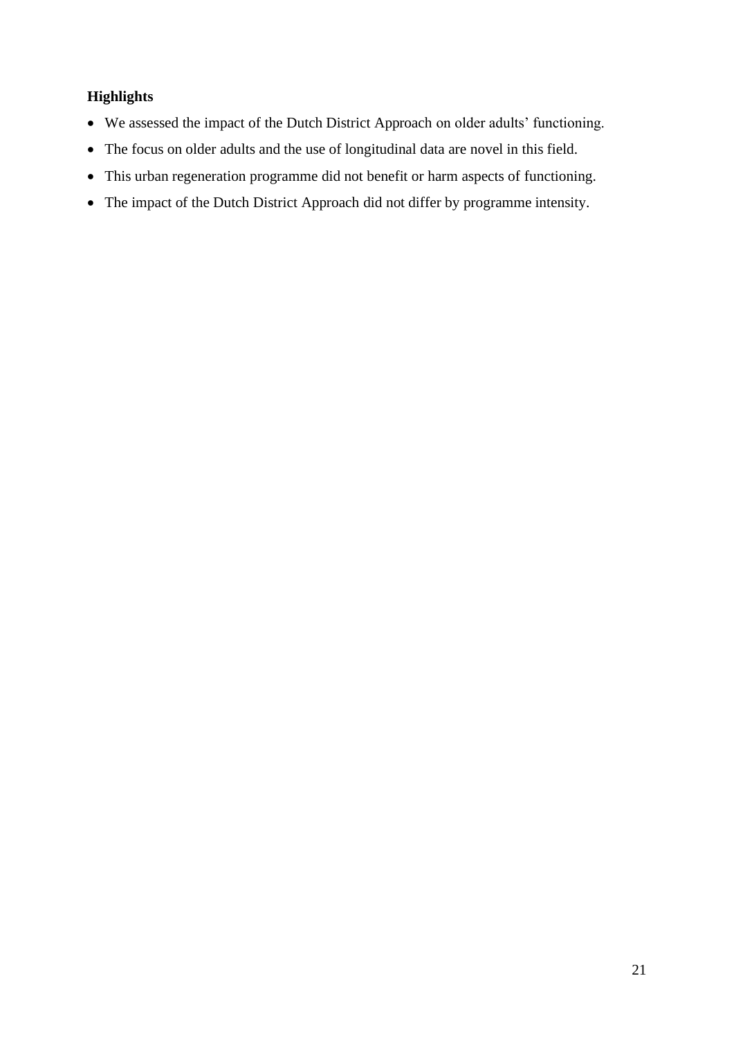**Highlights**

- We assessed the impact of the Dutch District Approach on older adults' functioning.
- The focus on older adults and the use of longitudinal data are novel in this field.
- This urban regeneration programme did not benefit or harm aspects of functioning.
- The impact of the Dutch District Approach did not differ by programme intensity.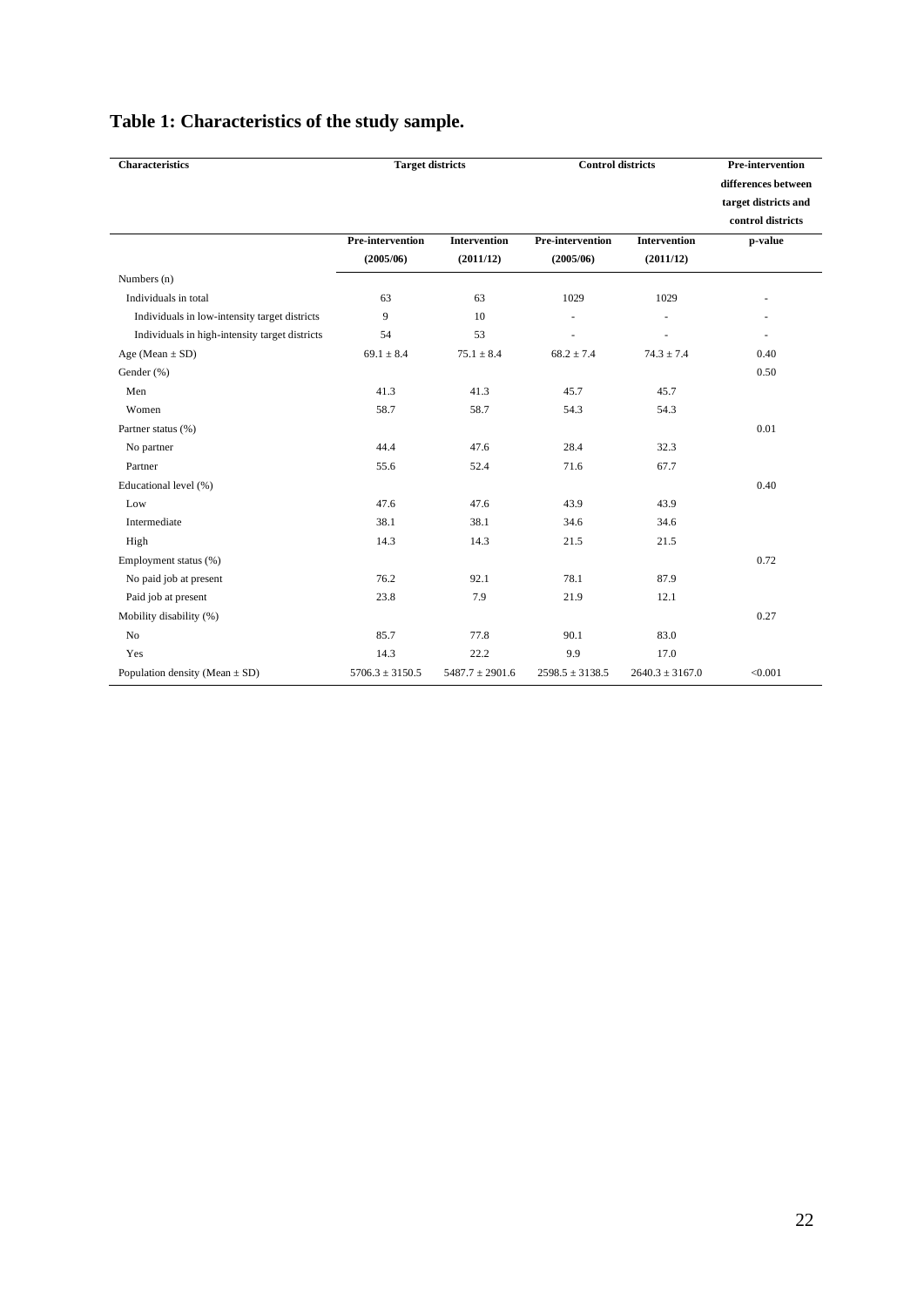**Table 1: Characteristics of the study sample.**

| Characteristics | Target districts | | Control districts | | Pre-intervention differences between target districts and control districts |
|---|---|---|---|---|---|
| | Pre-intervention (2005/06) | Intervention (2011/12) | Pre-intervention (2005/06) | Intervention (2011/12) | p-value |
| Numbers (n) | | | | | |
| Individuals in total | 63 | 63 | 1029 | 1029 | - |
| Individuals in low-intensity target districts | 9 | 10 | - | - | - |
| Individuals in high-intensity target districts | 54 | 53 | - | - | - |
| Age (Mean ± SD) | 69.1 ± 8.4 | 75.1 ± 8.4 | 68.2 ± 7.4 | 74.3 ± 7.4 | 0.40 |
| Gender (%) | | | | | 0.50 |
| Men | 41.3 | 41.3 | 45.7 | 45.7 | |
| Women | 58.7 | 58.7 | 54.3 | 54.3 | |
| Partner status (%) | | | | | 0.01 |
| No partner | 44.4 | 47.6 | 28.4 | 32.3 | |
| Partner | 55.6 | 52.4 | 71.6 | 67.7 | |
| Educational level (%) | | | | | 0.40 |
| Low | 47.6 | 47.6 | 43.9 | 43.9 | |
| Intermediate | 38.1 | 38.1 | 34.6 | 34.6 | |
| High | 14.3 | 14.3 | 21.5 | 21.5 | |
| Employment status (%) | | | | | 0.72 |
| No paid job at present | 76.2 | 92.1 | 78.1 | 87.9 | |
| Paid job at present | 23.8 | 7.9 | 21.9 | 12.1 | |
| Mobility disability (%) | | | | | 0.27 |
| No | 85.7 | 77.8 | 90.1 | 83.0 | |
| Yes | 14.3 | 22.2 | 9.9 | 17.0 | |
| Population density (Mean ± SD) | 5706.3 ± 3150.5 | 5487.7 ± 2901.6 | 2598.5 ± 3138.5 | 2640.3 ± 3167.0 | <0.001 |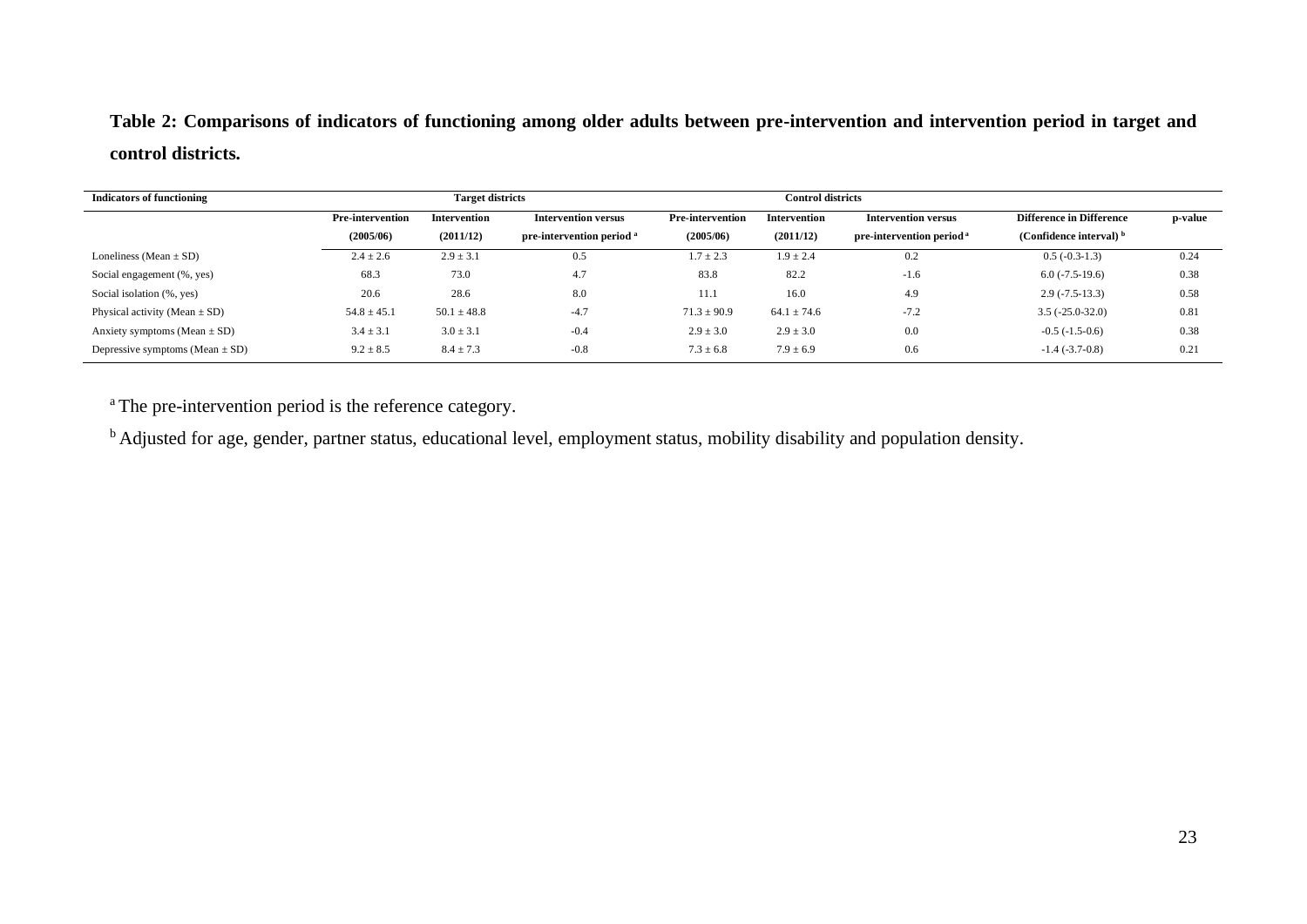**Table 2: Comparisons of indicators of functioning among older adults between pre-intervention and intervention period in target and control districts.**

| Indicators of functioning | Target districts | | | Control districts | | | | |
|---|---|---|---|---|---|---|---|---|
| | Pre-intervention (2005/06) | Intervention (2011/12) | Intervention versus pre-intervention period [a] | Pre-intervention (2005/06) | Intervention (2011/12) | Intervention versus pre-intervention period [a] | Difference in Difference (Confidence interval) [b] | p-value |
| Loneliness (Mean ± SD) | 2.4 ± 2.6 | 2.9 ± 3.1 | 0.5 | 1.7 ± 2.3 | 1.9 ± 2.4 | 0.2 | 0.5 (-0.3-1.3) | 0.24 |
| Social engagement (%, yes) | 68.3 | 73.0 | 4.7 | 83.8 | 82.2 | -1.6 | 6.0 (-7.5-19.6) | 0.38 |
| Social isolation (%, yes) | 20.6 | 28.6 | 8.0 | 11.1 | 16.0 | 4.9 | 2.9 (-7.5-13.3) | 0.58 |
| Physical activity (Mean ± SD) | 54.8 ± 45.1 | 50.1 ± 48.8 | -4.7 | 71.3 ± 90.9 | 64.1 ± 74.6 | -7.2 | 3.5 (-25.0-32.0) | 0.81 |
| Anxiety symptoms (Mean ± SD) | 3.4 ± 3.1 | 3.0 ± 3.1 | -0.4 | 2.9 ± 3.0 | 2.9 ± 3.0 | 0.0 | -0.5 (-1.5-0.6) | 0.38 |
| Depressive symptoms (Mean ± SD) | 9.2 ± 8.5 | 8.4 ± 7.3 | -0.8 | 7.3 ± 6.8 | 7.9 ± 6.9 | 0.6 | -1.4 (-3.7-0.8) | 0.21 |

[a] The pre-intervention period is the reference category.

[b] Adjusted for age, gender, partner status, educational level, employment status, mobility disability and population density.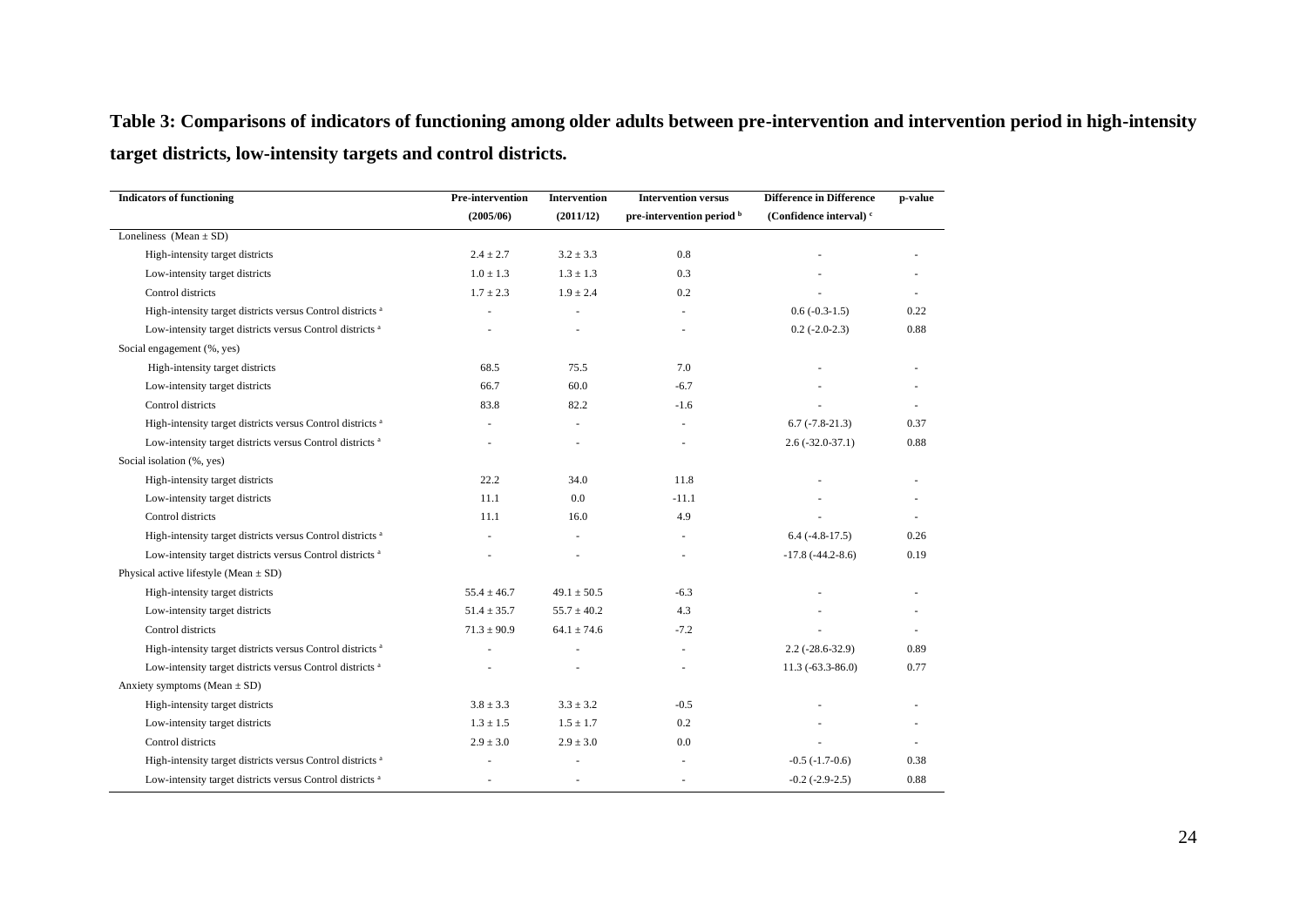**Table 3: Comparisons of indicators of functioning among older adults between pre-intervention and intervention period in high-intensity target districts, low-intensity targets and control districts.**

| Indicators of functioning | Pre-intervention (2005/06) | Intervention (2011/12) | Intervention versus pre-intervention period [b] | Difference in Difference (Confidence interval) [c] | p-value |
|---|---|---|---|---|---|
| Loneliness (Mean ± SD) | | | | | |
| High-intensity target districts | 2.4 ± 2.7 | 3.2 ± 3.3 | 0.8 | - | - |
| Low-intensity target districts | 1.0 ± 1.3 | 1.3 ± 1.3 | 0.3 | - | - |
| Control districts | 1.7 ± 2.3 | 1.9 ± 2.4 | 0.2 | - | - |
| High-intensity target districts versus Control districts [a] | - | - | - | 0.6 (-0.3-1.5) | 0.22 |
| Low-intensity target districts versus Control districts [a] | - | - | - | 0.2 (-2.0-2.3) | 0.88 |
| Social engagement (%, yes) | | | | | |
| High-intensity target districts | 68.5 | 75.5 | 7.0 | - | - |
| Low-intensity target districts | 66.7 | 60.0 | -6.7 | - | - |
| Control districts | 83.8 | 82.2 | -1.6 | - | - |
| High-intensity target districts versus Control districts [a] | - | - | - | 6.7 (-7.8-21.3) | 0.37 |
| Low-intensity target districts versus Control districts [a] | - | - | - | 2.6 (-32.0-37.1) | 0.88 |
| Social isolation (%, yes) | | | | | |
| High-intensity target districts | 22.2 | 34.0 | 11.8 | - | - |
| Low-intensity target districts | 11.1 | 0.0 | -11.1 | - | - |
| Control districts | 11.1 | 16.0 | 4.9 | - | - |
| High-intensity target districts versus Control districts [a] | - | - | - | 6.4 (-4.8-17.5) | 0.26 |
| Low-intensity target districts versus Control districts [a] | - | - | - | -17.8 (-44.2-8.6) | 0.19 |
| Physical active lifestyle (Mean ± SD) | | | | | |
| High-intensity target districts | 55.4 ± 46.7 | 49.1 ± 50.5 | -6.3 | - | - |
| Low-intensity target districts | 51.4 ± 35.7 | 55.7 ± 40.2 | 4.3 | - | - |
| Control districts | 71.3 ± 90.9 | 64.1 ± 74.6 | -7.2 | - | - |
| High-intensity target districts versus Control districts [a] | - | - | - | 2.2 (-28.6-32.9) | 0.89 |
| Low-intensity target districts versus Control districts [a] | - | - | - | 11.3 (-63.3-86.0) | 0.77 |
| Anxiety symptoms (Mean ± SD) | | | | | |
| High-intensity target districts | 3.8 ± 3.3 | 3.3 ± 3.2 | -0.5 | - | - |
| Low-intensity target districts | 1.3 ± 1.5 | 1.5 ± 1.7 | 0.2 | - | - |
| Control districts | 2.9 ± 3.0 | 2.9 ± 3.0 | 0.0 | - | - |
| High-intensity target districts versus Control districts [a] | - | - | - | -0.5 (-1.7-0.6) | 0.38 |
| Low-intensity target districts versus Control districts [a] | - | - | - | -0.2 (-2.9-2.5) | 0.88 |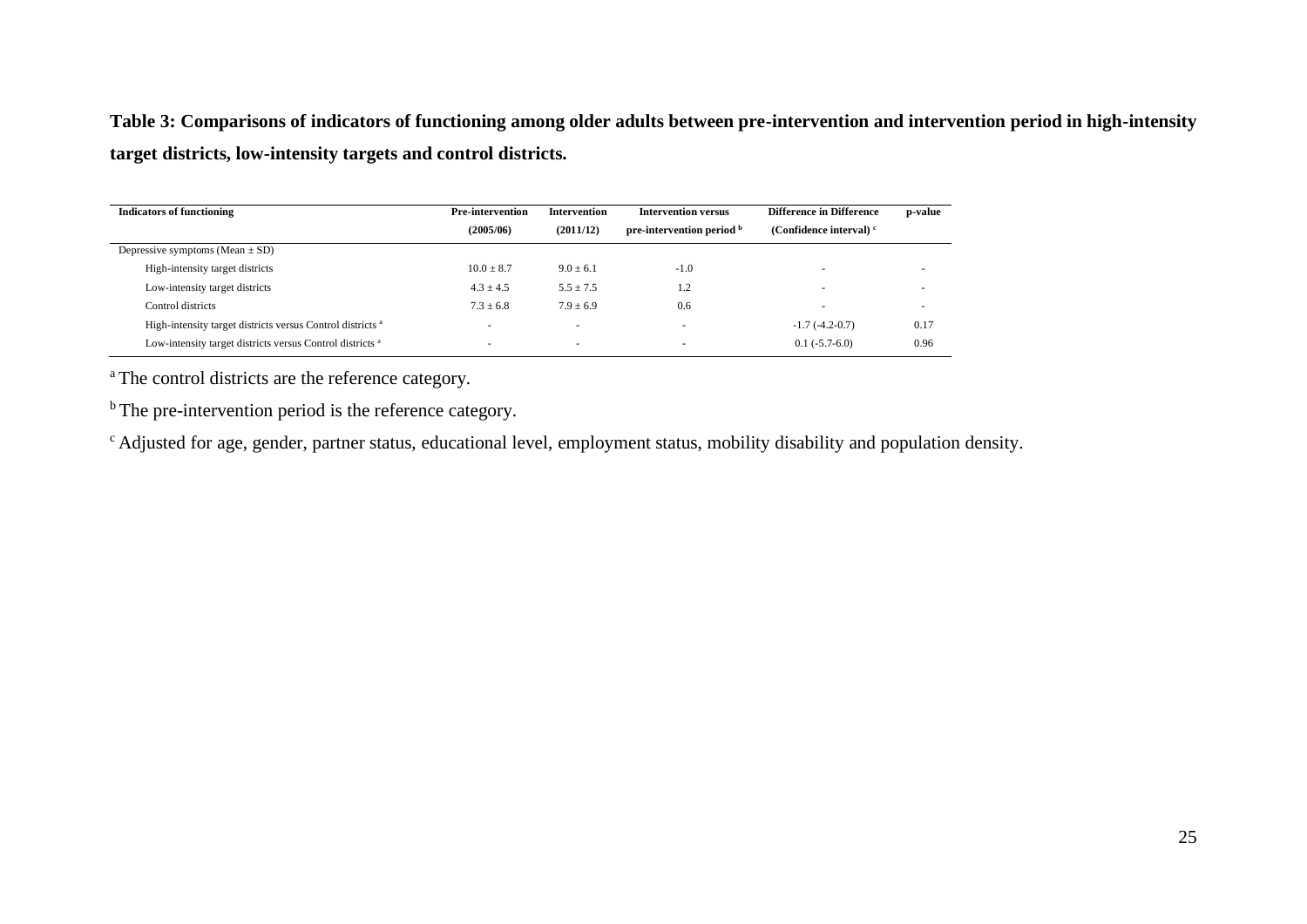**Table 3: Comparisons of indicators of functioning among older adults between pre-intervention and intervention period in high-intensity target districts, low-intensity targets and control districts.**

| Indicators of functioning | Pre-intervention (2005/06) | Intervention (2011/12) | Intervention versus pre-intervention period [b] | Difference in Difference (Confidence interval) [c] | p-value |
|---|---|---|---|---|---|
| Depressive symptoms (Mean ± SD) | | | | | |
| High-intensity target districts | 10.0 ± 8.7 | 9.0 ± 6.1 | -1.0 | - | - |
| Low-intensity target districts | 4.3 ± 4.5 | 5.5 ± 7.5 | 1.2 | - | - |
| Control districts | 7.3 ± 6.8 | 7.9 ± 6.9 | 0.6 | - | - |
| High-intensity target districts versus Control districts [a] | - | - | - | -1.7 (-4.2-0.7) | 0.17 |
| Low-intensity target districts versus Control districts [a] | - | - | - | 0.1 (-5.7-6.0) | 0.96 |

[a] The control districts are the reference category.

[b] The pre-intervention period is the reference category.

[c] Adjusted for age, gender, partner status, educational level, employment status, mobility disability and population density.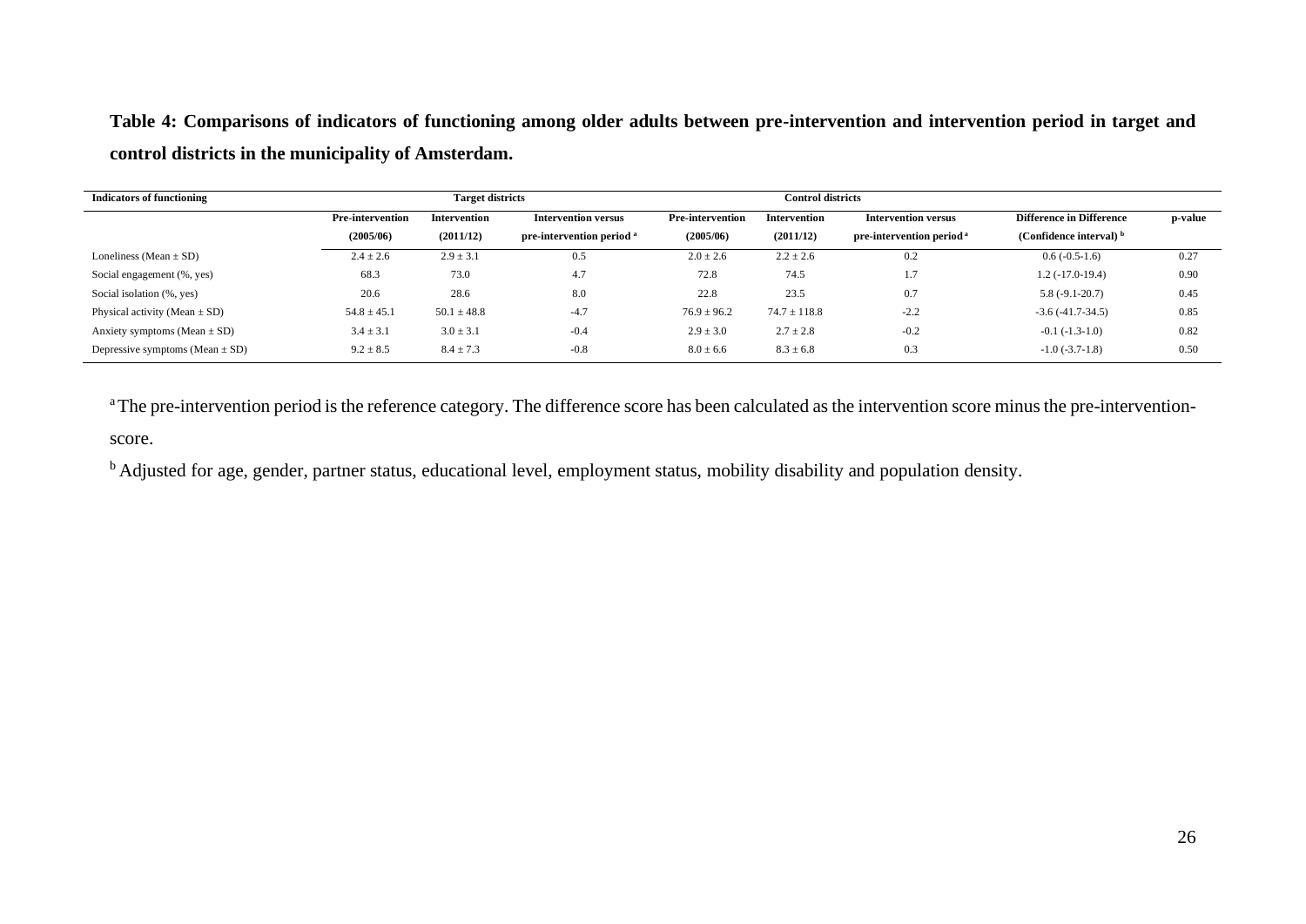**Table 4: Comparisons of indicators of functioning among older adults between pre-intervention and intervention period in target and control districts in the municipality of Amsterdam.**

| Indicators of functioning | Target districts | | | Control districts | | | | |
|---|---|---|---|---|---|---|---|---|
| | Pre-intervention (2005/06) | Intervention (2011/12) | Intervention versus pre-intervention period [a] | Pre-intervention (2005/06) | Intervention (2011/12) | Intervention versus pre-intervention period [a] | Difference in Difference (Confidence interval) [b] | p-value |
| Loneliness (Mean ± SD) | 2.4 ± 2.6 | 2.9 ± 3.1 | 0.5 | 2.0 ± 2.6 | 2.2 ± 2.6 | 0.2 | 0.6 (-0.5-1.6) | 0.27 |
| Social engagement (%, yes) | 68.3 | 73.0 | 4.7 | 72.8 | 74.5 | 1.7 | 1.2 (-17.0-19.4) | 0.90 |
| Social isolation (%, yes) | 20.6 | 28.6 | 8.0 | 22.8 | 23.5 | 0.7 | 5.8 (-9.1-20.7) | 0.45 |
| Physical activity (Mean ± SD) | 54.8 ± 45.1 | 50.1 ± 48.8 | -4.7 | 76.9 ± 96.2 | 74.7 ± 118.8 | -2.2 | -3.6 (-41.7-34.5) | 0.85 |
| Anxiety symptoms (Mean ± SD) | 3.4 ± 3.1 | 3.0 ± 3.1 | -0.4 | 2.9 ± 3.0 | 2.7 ± 2.8 | -0.2 | -0.1 (-1.3-1.0) | 0.82 |
| Depressive symptoms (Mean ± SD) | 9.2 ± 8.5 | 8.4 ± 7.3 | -0.8 | 8.0 ± 6.6 | 8.3 ± 6.8 | 0.3 | -1.0 (-3.7-1.8) | 0.50 |

[a] The pre-intervention period is the reference category. The difference score has been calculated as the intervention score minus the pre-intervention-score.

[b] Adjusted for age, gender, partner status, educational level, employment status, mobility disability and population density.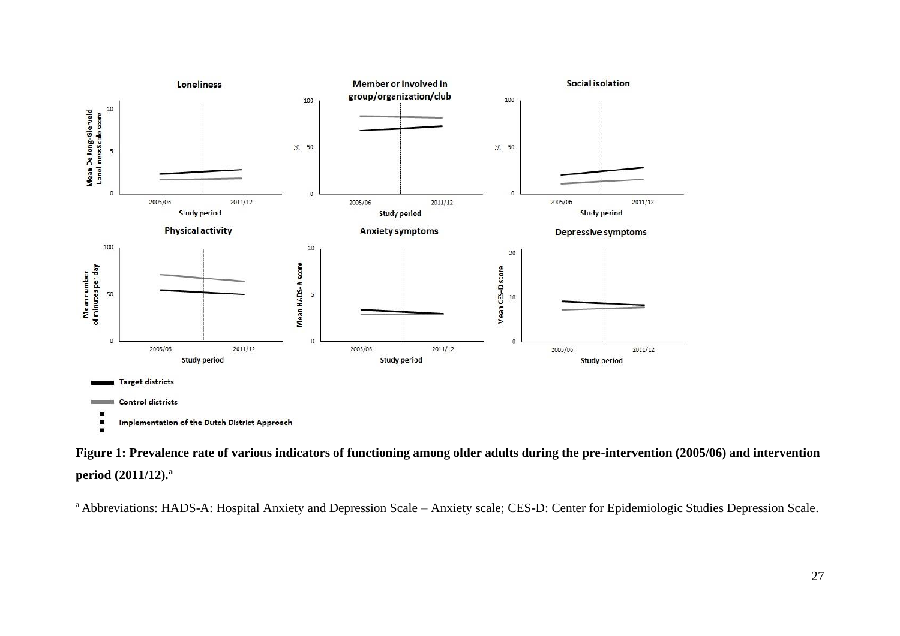Loneliness

Mean De Jong-Gierveld Loneliness Scale score

10

5

0

2005/06

2011/12

Study period

Member or involved in group/organization/club

%

100

50

0

2005/06

2011/12

Study period

Social isolation

%

100

50

0

2005/06

2011/12

Study period

Physical activity

Mean number of minutes per day

100

50

0

2005/06

2011/12

Study period

Anxiety symptoms

Mean HADS-A score

10

5

0

2005/06

2011/12

Study period

Depressive symptoms

Mean CES-D score

20

10

0

2005/06

2011/12

Study period

Target districts

Control districts

Implementation of the Dutch District Approach

**Figure 1: Prevalence rate of various indicators of functioning among older adults during the pre-intervention (2005/06) and intervention period (2011/12).[a]**

[a] Abbreviations: HADS-A: Hospital Anxiety and Depression Scale – Anxiety scale; CES-D: Center for Epidemiologic Studies Depression Scale.